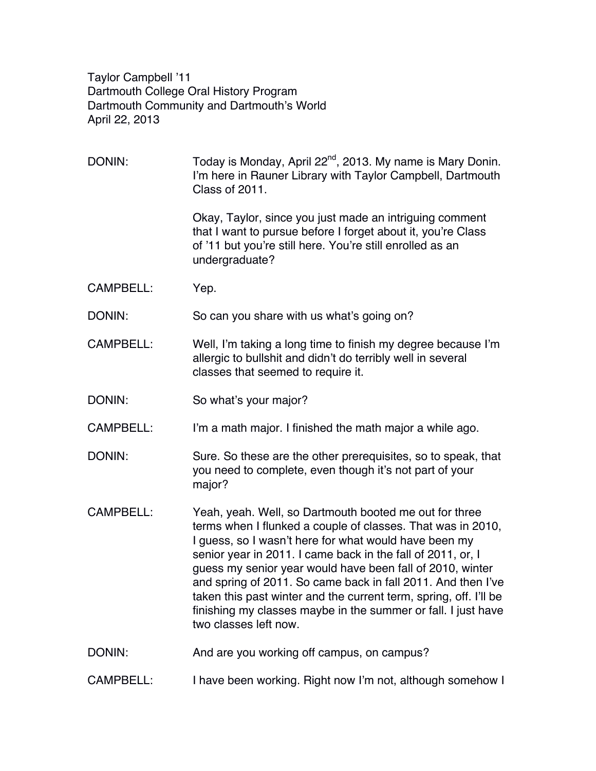Taylor Campbell ’11
Dartmouth College Oral History Program
Dartmouth Community and Dartmouth’s World
April 22, 2013

DONIN: Today is Monday, April 22nd, 2013. My name is Mary Donin. I’m here in Rauner Library with Taylor Campbell, Dartmouth Class of 2011.

Okay, Taylor, since you just made an intriguing comment that I want to pursue before I forget about it, you’re Class of ’11 but you’re still here. You’re still enrolled as an undergraduate?

CAMPBELL: Yep.

DONIN: So can you share with us what’s going on?

CAMPBELL: Well, I’m taking a long time to finish my degree because I’m allergic to bullshit and didn’t do terribly well in several classes that seemed to require it.

DONIN: So what’s your major?

CAMPBELL: I’m a math major. I finished the math major a while ago.

DONIN: Sure. So these are the other prerequisites, so to speak, that you need to complete, even though it’s not part of your major?

CAMPBELL: Yeah, yeah. Well, so Dartmouth booted me out for three terms when I flunked a couple of classes. That was in 2010, I guess, so I wasn’t here for what would have been my senior year in 2011. I came back in the fall of 2011, or, I guess my senior year would have been fall of 2010, winter and spring of 2011. So came back in fall 2011. And then I’ve taken this past winter and the current term, spring, off. I’ll be finishing my classes maybe in the summer or fall. I just have two classes left now.

DONIN: And are you working off campus, on campus?

CAMPBELL: I have been working. Right now I’m not, although somehow I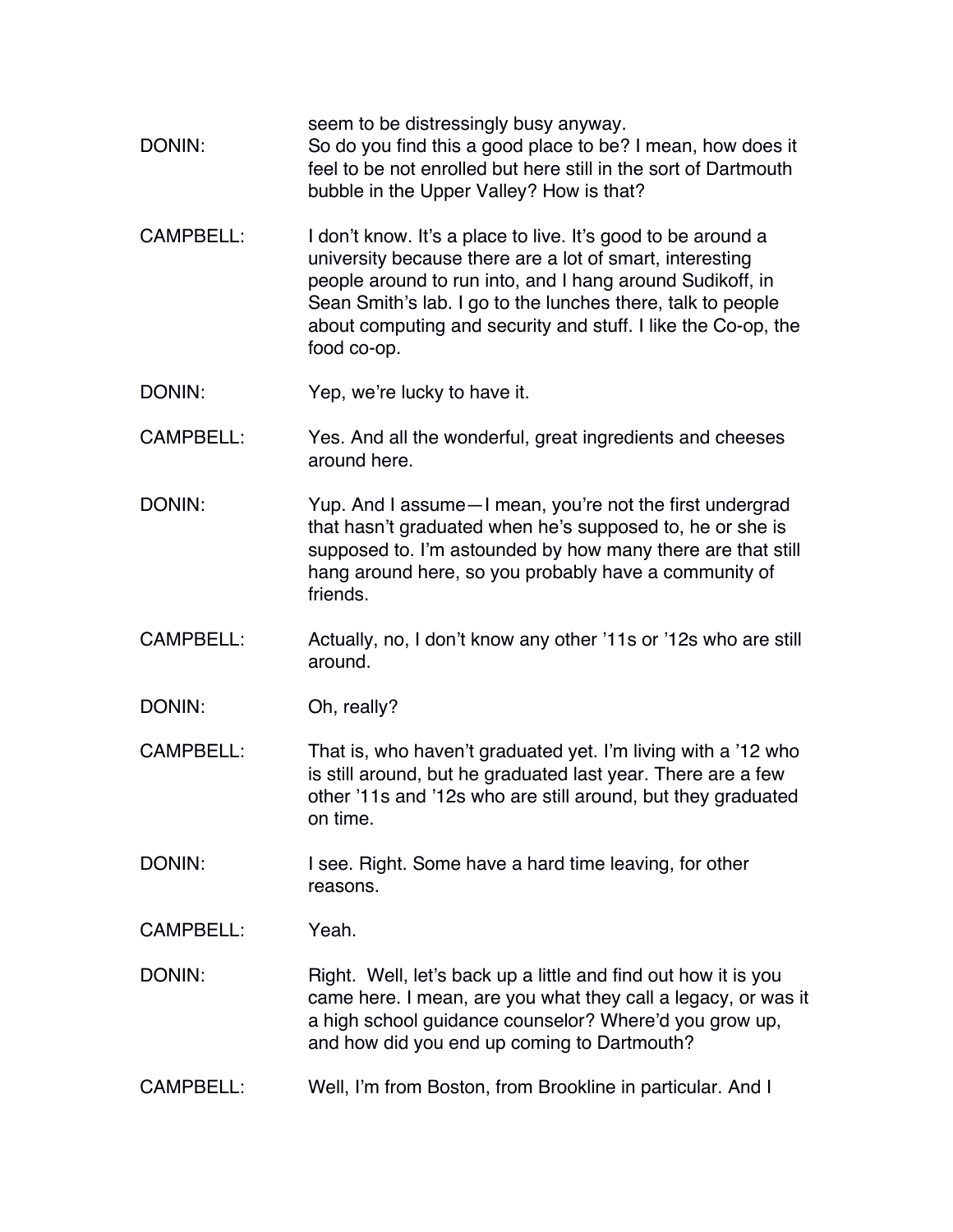seem to be distressingly busy anyway.

DONIN: So do you find this a good place to be? I mean, how does it feel to be not enrolled but here still in the sort of Dartmouth bubble in the Upper Valley? How is that?

CAMPBELL: I don't know. It's a place to live. It's good to be around a university because there are a lot of smart, interesting people around to run into, and I hang around Sudikoff, in Sean Smith's lab. I go to the lunches there, talk to people about computing and security and stuff. I like the Co-op, the food co-op.

DONIN: Yep, we're lucky to have it.

CAMPBELL: Yes. And all the wonderful, great ingredients and cheeses around here.

DONIN: Yup. And I assume—I mean, you're not the first undergrad that hasn't graduated when he's supposed to, he or she is supposed to. I'm astounded by how many there are that still hang around here, so you probably have a community of friends.

CAMPBELL: Actually, no, I don't know any other '11s or '12s who are still around.

DONIN: Oh, really?

CAMPBELL: That is, who haven't graduated yet. I'm living with a '12 who is still around, but he graduated last year. There are a few other '11s and '12s who are still around, but they graduated on time.

DONIN: I see. Right. Some have a hard time leaving, for other reasons.

CAMPBELL: Yeah.

DONIN: Right. Well, let's back up a little and find out how it is you came here. I mean, are you what they call a legacy, or was it a high school guidance counselor? Where'd you grow up, and how did you end up coming to Dartmouth?

CAMPBELL: Well, I'm from Boston, from Brookline in particular. And I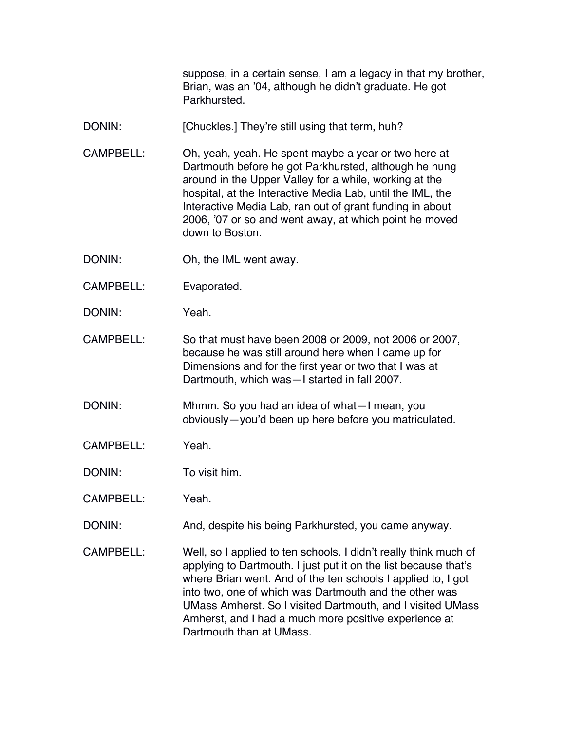suppose, in a certain sense, I am a legacy in that my brother, Brian, was an ’04, although he didn’t graduate. He got Parkhursted.

DONIN: [Chuckles.] They’re still using that term, huh?

CAMPBELL: Oh, yeah, yeah. He spent maybe a year or two here at Dartmouth before he got Parkhursted, although he hung around in the Upper Valley for a while, working at the hospital, at the Interactive Media Lab, until the IML, the Interactive Media Lab, ran out of grant funding in about 2006, ’07 or so and went away, at which point he moved down to Boston.

DONIN: Oh, the IML went away.

CAMPBELL: Evaporated.

DONIN: Yeah.

CAMPBELL: So that must have been 2008 or 2009, not 2006 or 2007, because he was still around here when I came up for Dimensions and for the first year or two that I was at Dartmouth, which was—I started in fall 2007.

DONIN: Mhmm. So you had an idea of what—I mean, you obviously—you’d been up here before you matriculated.

CAMPBELL: Yeah.

DONIN: To visit him.

CAMPBELL: Yeah.

DONIN: And, despite his being Parkhursted, you came anyway.

CAMPBELL: Well, so I applied to ten schools. I didn’t really think much of applying to Dartmouth. I just put it on the list because that’s where Brian went. And of the ten schools I applied to, I got into two, one of which was Dartmouth and the other was UMass Amherst. So I visited Dartmouth, and I visited UMass Amherst, and I had a much more positive experience at Dartmouth than at UMass.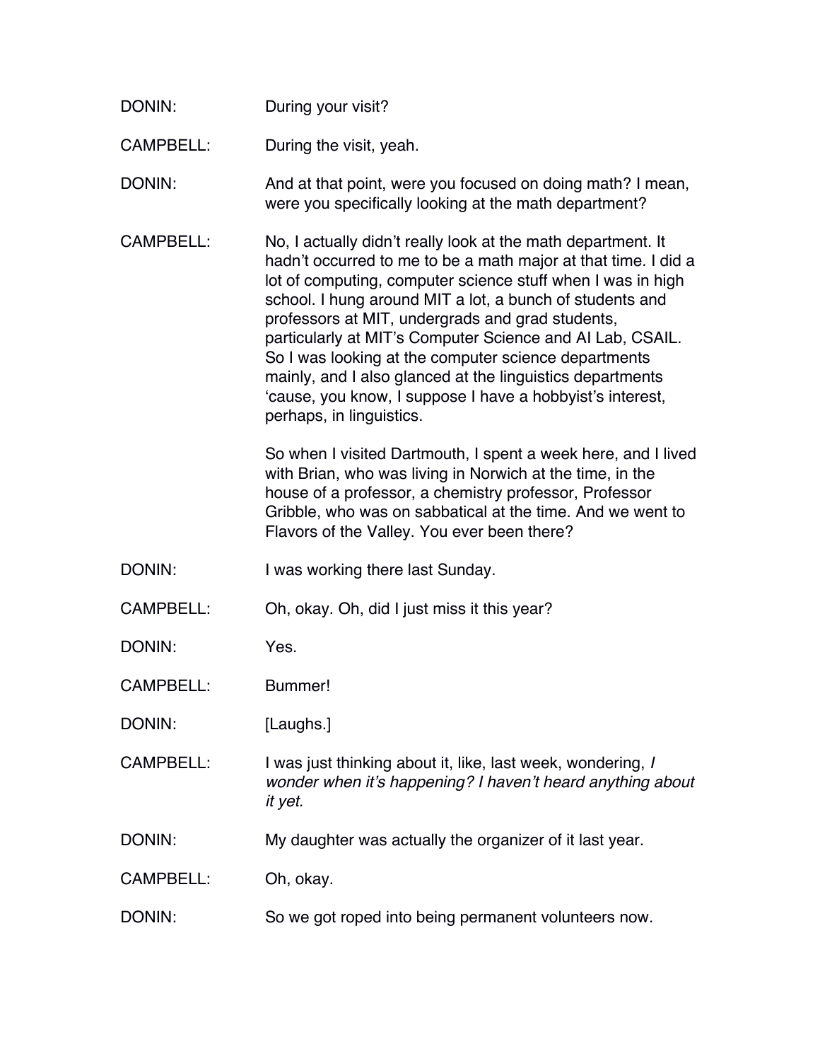DONIN: During your visit?

CAMPBELL: During the visit, yeah.

DONIN: And at that point, were you focused on doing math? I mean, were you specifically looking at the math department?

CAMPBELL: No, I actually didn't really look at the math department. It hadn't occurred to me to be a math major at that time. I did a lot of computing, computer science stuff when I was in high school. I hung around MIT a lot, a bunch of students and professors at MIT, undergrads and grad students, particularly at MIT's Computer Science and AI Lab, CSAIL. So I was looking at the computer science departments mainly, and I also glanced at the linguistics departments 'cause, you know, I suppose I have a hobbyist's interest, perhaps, in linguistics.

So when I visited Dartmouth, I spent a week here, and I lived with Brian, who was living in Norwich at the time, in the house of a professor, a chemistry professor, Professor Gribble, who was on sabbatical at the time. And we went to Flavors of the Valley. You ever been there?

DONIN: I was working there last Sunday.

CAMPBELL: Oh, okay. Oh, did I just miss it this year?

DONIN: Yes.

CAMPBELL: Bummer!

DONIN: [Laughs.]

CAMPBELL: I was just thinking about it, like, last week, wondering, *I wonder when it's happening? I haven't heard anything about it yet.*

DONIN: My daughter was actually the organizer of it last year.

CAMPBELL: Oh, okay.

DONIN: So we got roped into being permanent volunteers now.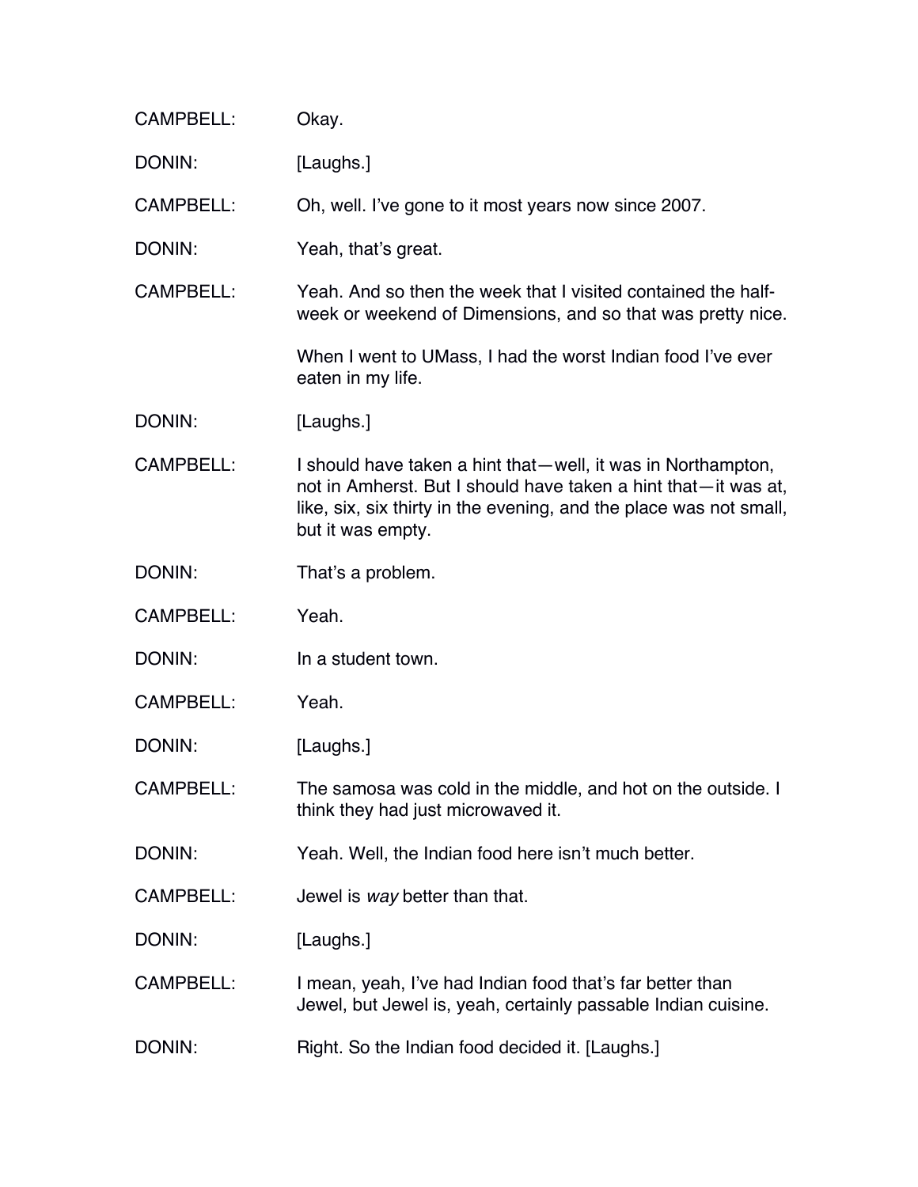CAMPBELL: Okay.

DONIN: [Laughs.]

CAMPBELL: Oh, well. I've gone to it most years now since 2007.

DONIN: Yeah, that's great.

CAMPBELL: Yeah. And so then the week that I visited contained the half-week or weekend of Dimensions, and so that was pretty nice.

When I went to UMass, I had the worst Indian food I've ever eaten in my life.

DONIN: [Laughs.]

CAMPBELL: I should have taken a hint that—well, it was in Northampton, not in Amherst. But I should have taken a hint that—it was at, like, six, six thirty in the evening, and the place was not small, but it was empty.

DONIN: That's a problem.

CAMPBELL: Yeah.

DONIN: In a student town.

CAMPBELL: Yeah.

DONIN: [Laughs.]

CAMPBELL: The samosa was cold in the middle, and hot on the outside. I think they had just microwaved it.

DONIN: Yeah. Well, the Indian food here isn't much better.

CAMPBELL: Jewel is *way* better than that.

DONIN: [Laughs.]

CAMPBELL: I mean, yeah, I've had Indian food that's far better than Jewel, but Jewel is, yeah, certainly passable Indian cuisine.

DONIN: Right. So the Indian food decided it. [Laughs.]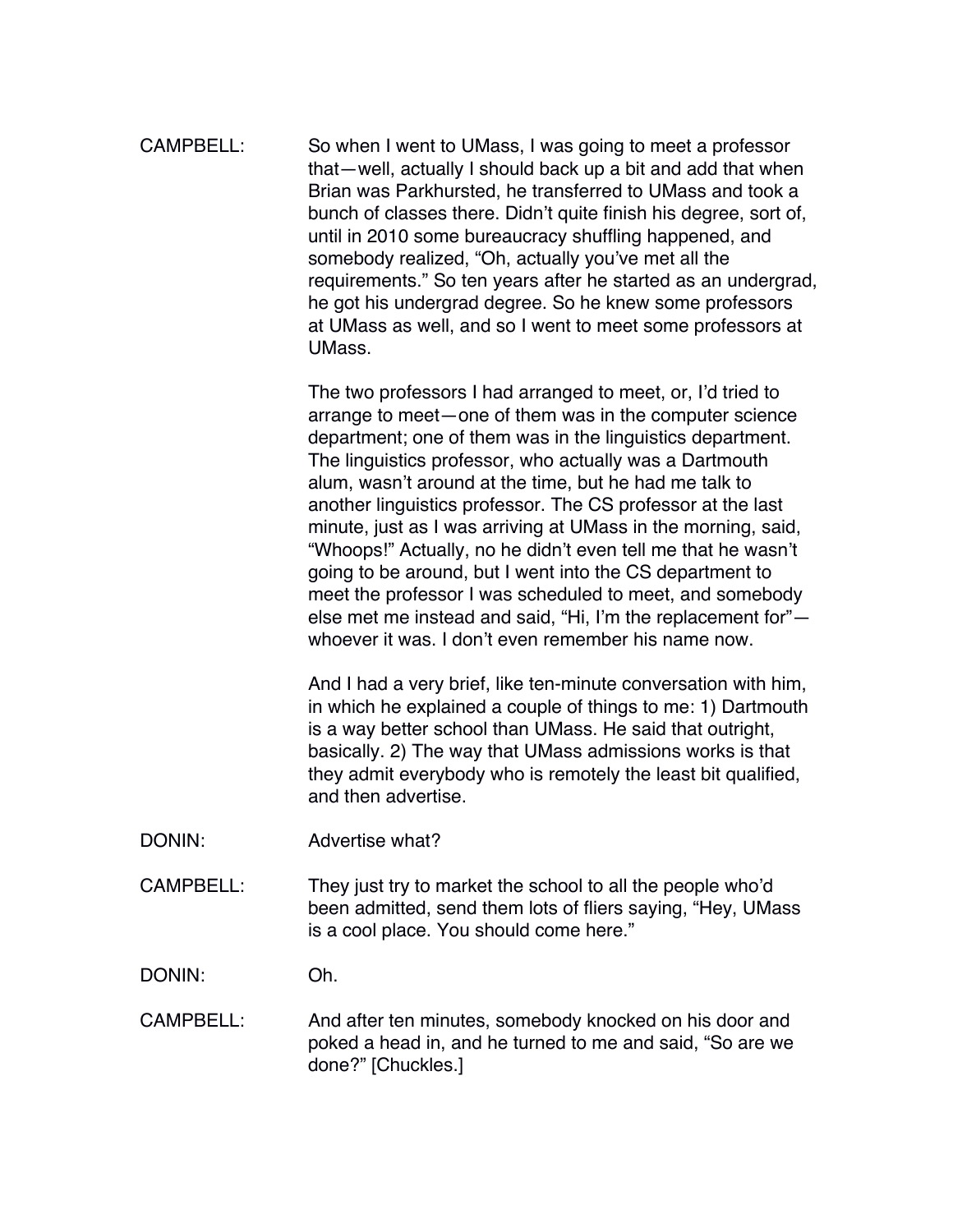CAMPBELL: So when I went to UMass, I was going to meet a professor that—well, actually I should back up a bit and add that when Brian was Parkhursted, he transferred to UMass and took a bunch of classes there. Didn't quite finish his degree, sort of, until in 2010 some bureaucracy shuffling happened, and somebody realized, "Oh, actually you've met all the requirements." So ten years after he started as an undergrad, he got his undergrad degree. So he knew some professors at UMass as well, and so I went to meet some professors at UMass.

The two professors I had arranged to meet, or, I'd tried to arrange to meet—one of them was in the computer science department; one of them was in the linguistics department. The linguistics professor, who actually was a Dartmouth alum, wasn't around at the time, but he had me talk to another linguistics professor. The CS professor at the last minute, just as I was arriving at UMass in the morning, said, "Whoops!" Actually, no he didn't even tell me that he wasn't going to be around, but I went into the CS department to meet the professor I was scheduled to meet, and somebody else met me instead and said, "Hi, I'm the replacement for"—whoever it was. I don't even remember his name now.

And I had a very brief, like ten-minute conversation with him, in which he explained a couple of things to me: 1) Dartmouth is a way better school than UMass. He said that outright, basically. 2) The way that UMass admissions works is that they admit everybody who is remotely the least bit qualified, and then advertise.

DONIN: Advertise what?

CAMPBELL: They just try to market the school to all the people who'd been admitted, send them lots of fliers saying, "Hey, UMass is a cool place. You should come here."

DONIN: Oh.

CAMPBELL: And after ten minutes, somebody knocked on his door and poked a head in, and he turned to me and said, "So are we done?" [Chuckles.]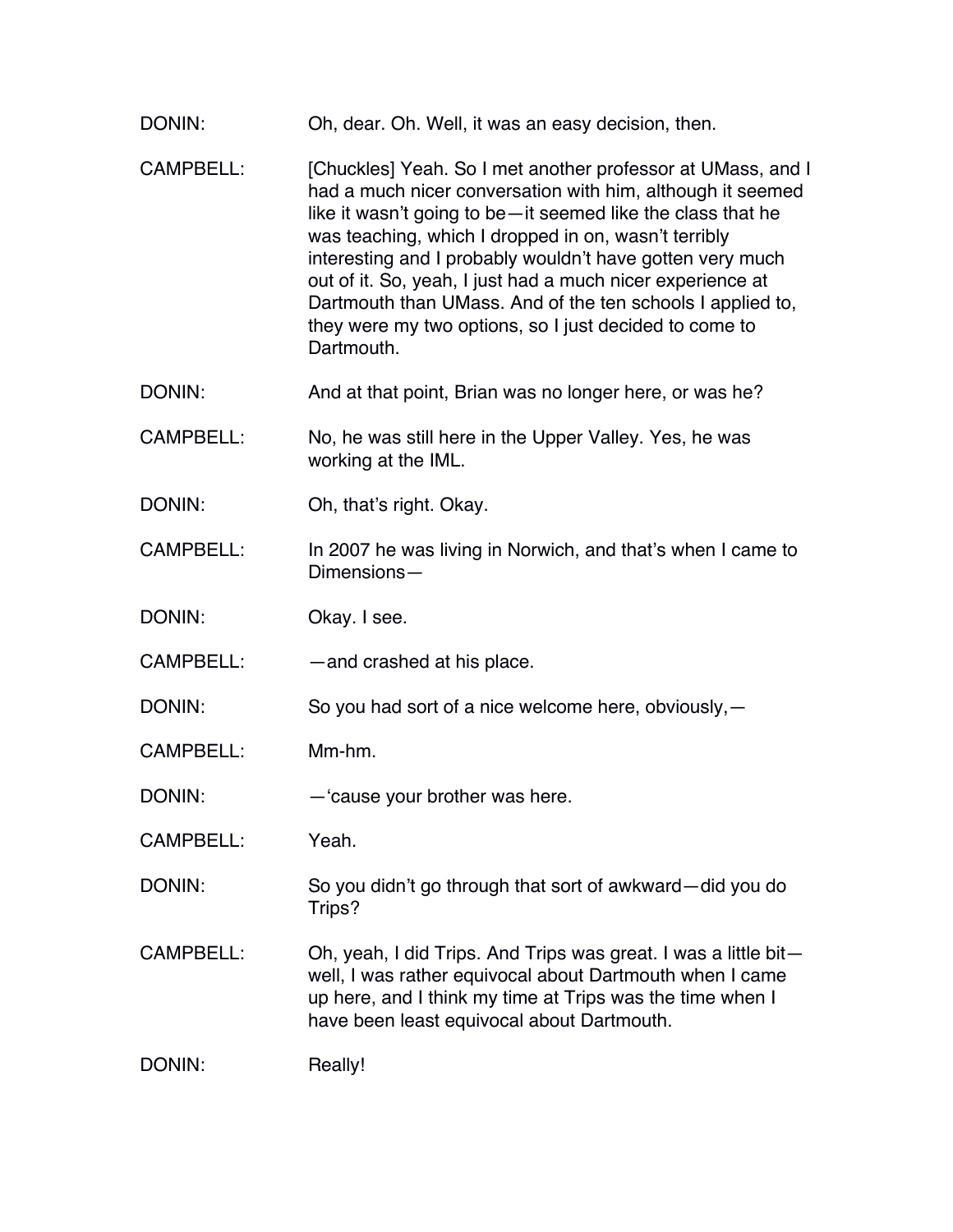DONIN: Oh, dear. Oh. Well, it was an easy decision, then.

CAMPBELL: [Chuckles] Yeah. So I met another professor at UMass, and I had a much nicer conversation with him, although it seemed like it wasn't going to be—it seemed like the class that he was teaching, which I dropped in on, wasn't terribly interesting and I probably wouldn't have gotten very much out of it. So, yeah, I just had a much nicer experience at Dartmouth than UMass. And of the ten schools I applied to, they were my two options, so I just decided to come to Dartmouth.

DONIN: And at that point, Brian was no longer here, or was he?

CAMPBELL: No, he was still here in the Upper Valley. Yes, he was working at the IML.

DONIN: Oh, that's right. Okay.

CAMPBELL: In 2007 he was living in Norwich, and that's when I came to Dimensions—

DONIN: Okay. I see.

CAMPBELL: —and crashed at his place.

DONIN: So you had sort of a nice welcome here, obviously,—

CAMPBELL: Mm-hm.

DONIN: —'cause your brother was here.

CAMPBELL: Yeah.

DONIN: So you didn't go through that sort of awkward—did you do Trips?

CAMPBELL: Oh, yeah, I did Trips. And Trips was great. I was a little bit—well, I was rather equivocal about Dartmouth when I came up here, and I think my time at Trips was the time when I have been least equivocal about Dartmouth.

DONIN: Really!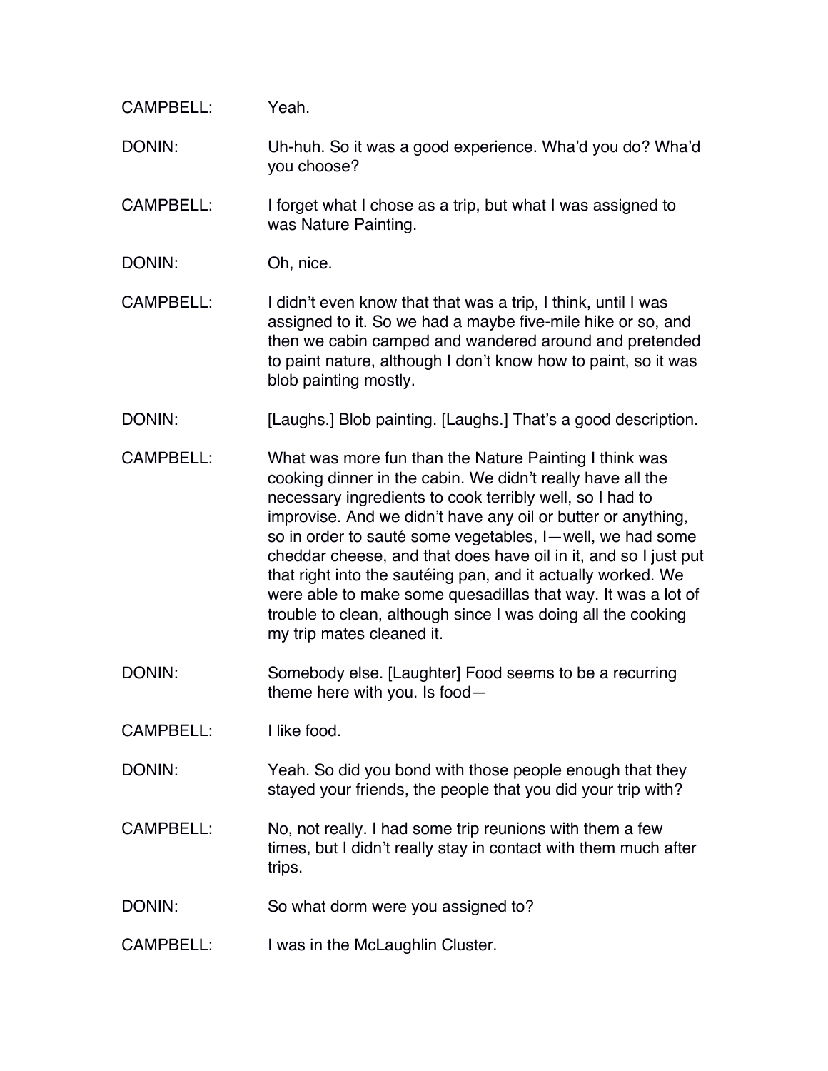CAMPBELL: Yeah.

DONIN: Uh-huh. So it was a good experience. Wha'd you do? Wha'd you choose?

CAMPBELL: I forget what I chose as a trip, but what I was assigned to was Nature Painting.

DONIN: Oh, nice.

CAMPBELL: I didn't even know that that was a trip, I think, until I was assigned to it. So we had a maybe five-mile hike or so, and then we cabin camped and wandered around and pretended to paint nature, although I don't know how to paint, so it was blob painting mostly.

DONIN: [Laughs.] Blob painting. [Laughs.] That's a good description.

CAMPBELL: What was more fun than the Nature Painting I think was cooking dinner in the cabin. We didn't really have all the necessary ingredients to cook terribly well, so I had to improvise. And we didn't have any oil or butter or anything, so in order to sauté some vegetables, I—well, we had some cheddar cheese, and that does have oil in it, and so I just put that right into the sautéing pan, and it actually worked. We were able to make some quesadillas that way. It was a lot of trouble to clean, although since I was doing all the cooking my trip mates cleaned it.

DONIN: Somebody else. [Laughter] Food seems to be a recurring theme here with you. Is food—

CAMPBELL: I like food.

DONIN: Yeah. So did you bond with those people enough that they stayed your friends, the people that you did your trip with?

CAMPBELL: No, not really. I had some trip reunions with them a few times, but I didn't really stay in contact with them much after trips.

DONIN: So what dorm were you assigned to?

CAMPBELL: I was in the McLaughlin Cluster.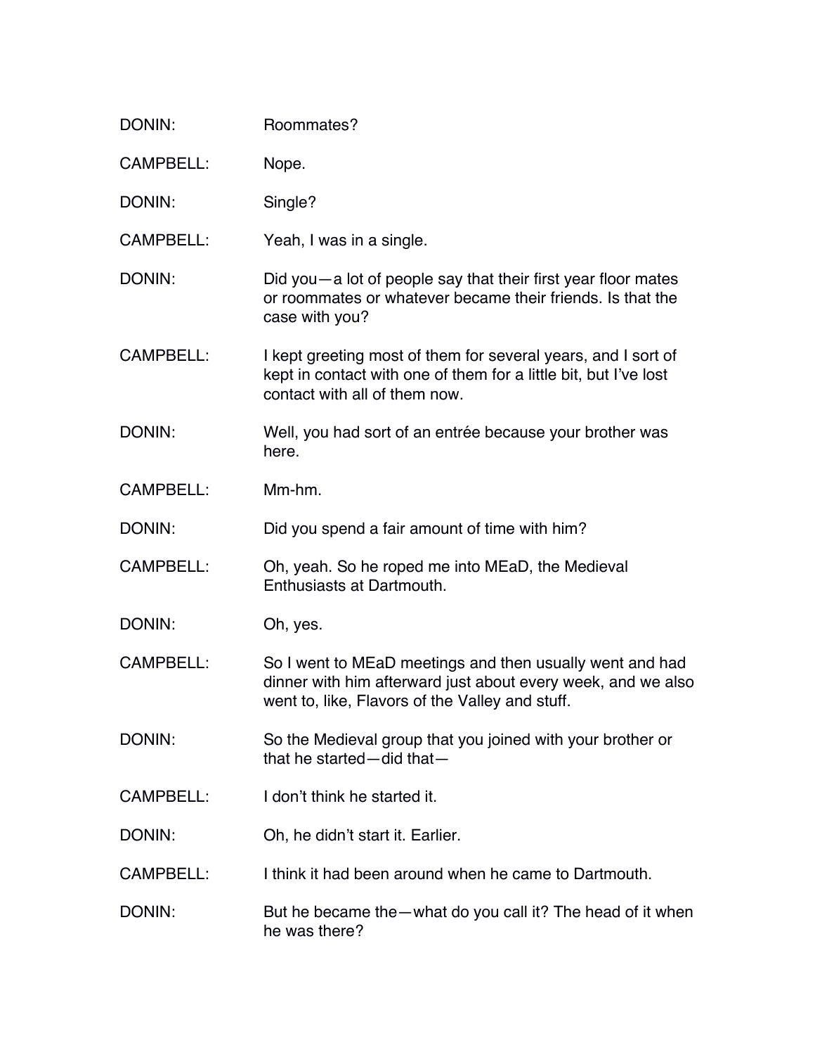DONIN: Roommates?

CAMPBELL: Nope.

DONIN: Single?

CAMPBELL: Yeah, I was in a single.

DONIN: Did you—a lot of people say that their first year floor mates or roommates or whatever became their friends. Is that the case with you?

CAMPBELL: I kept greeting most of them for several years, and I sort of kept in contact with one of them for a little bit, but I've lost contact with all of them now.

DONIN: Well, you had sort of an entrée because your brother was here.

CAMPBELL: Mm-hm.

DONIN: Did you spend a fair amount of time with him?

CAMPBELL: Oh, yeah. So he roped me into MEaD, the Medieval Enthusiasts at Dartmouth.

DONIN: Oh, yes.

CAMPBELL: So I went to MEaD meetings and then usually went and had dinner with him afterward just about every week, and we also went to, like, Flavors of the Valley and stuff.

DONIN: So the Medieval group that you joined with your brother or that he started—did that—

CAMPBELL: I don't think he started it.

DONIN: Oh, he didn't start it. Earlier.

CAMPBELL: I think it had been around when he came to Dartmouth.

DONIN: But he became the—what do you call it? The head of it when he was there?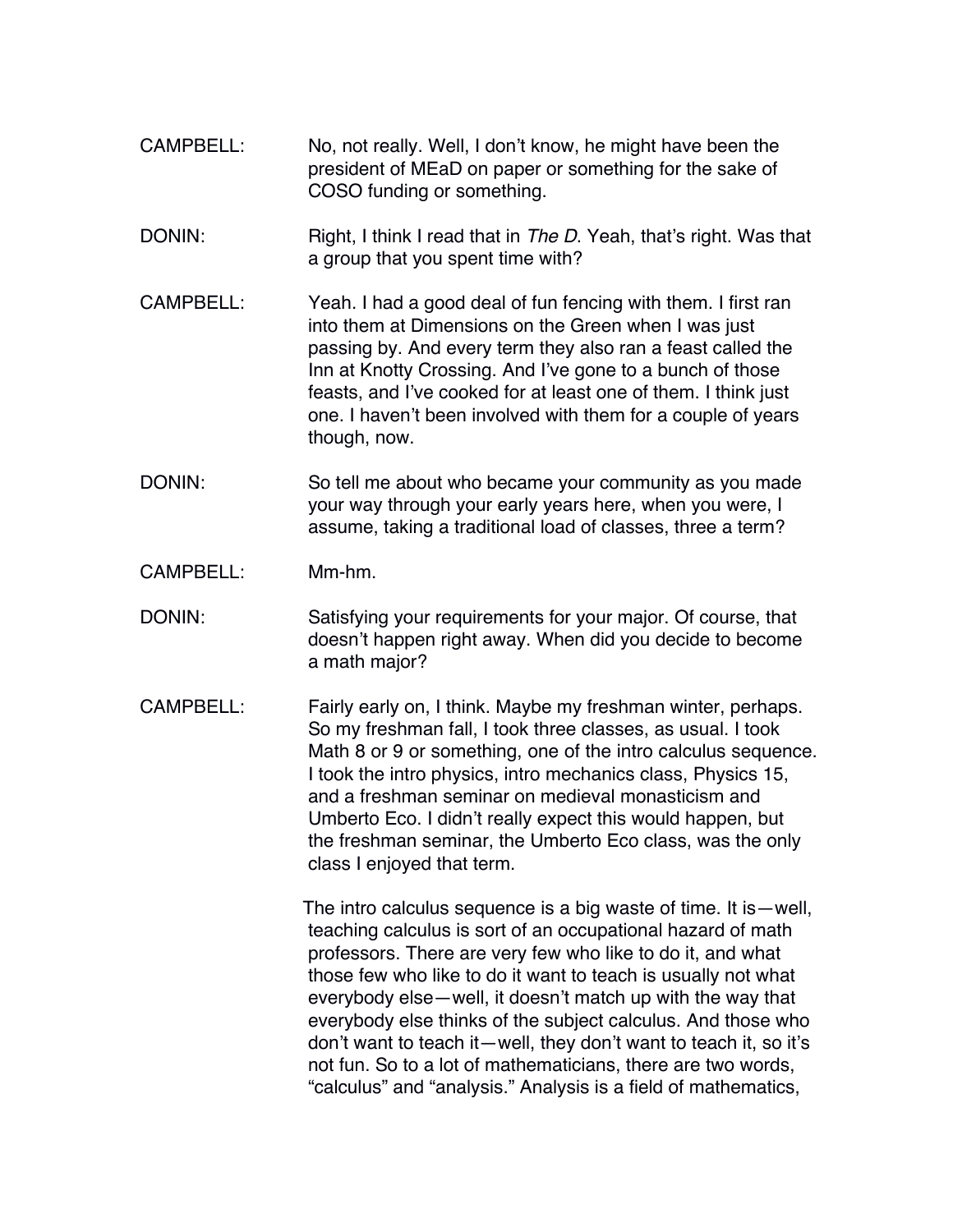CAMPBELL: No, not really. Well, I don't know, he might have been the president of MEaD on paper or something for the sake of COSO funding or something.

DONIN: Right, I think I read that in *The D*. Yeah, that's right. Was that a group that you spent time with?

CAMPBELL: Yeah. I had a good deal of fun fencing with them. I first ran into them at Dimensions on the Green when I was just passing by. And every term they also ran a feast called the Inn at Knotty Crossing. And I've gone to a bunch of those feasts, and I've cooked for at least one of them. I think just one. I haven't been involved with them for a couple of years though, now.

DONIN: So tell me about who became your community as you made your way through your early years here, when you were, I assume, taking a traditional load of classes, three a term?

CAMPBELL: Mm-hm.

DONIN: Satisfying your requirements for your major. Of course, that doesn't happen right away. When did you decide to become a math major?

CAMPBELL: Fairly early on, I think. Maybe my freshman winter, perhaps. So my freshman fall, I took three classes, as usual. I took Math 8 or 9 or something, one of the intro calculus sequence. I took the intro physics, intro mechanics class, Physics 15, and a freshman seminar on medieval monasticism and Umberto Eco. I didn't really expect this would happen, but the freshman seminar, the Umberto Eco class, was the only class I enjoyed that term.

The intro calculus sequence is a big waste of time. It is—well, teaching calculus is sort of an occupational hazard of math professors. There are very few who like to do it, and what those few who like to do it want to teach is usually not what everybody else—well, it doesn't match up with the way that everybody else thinks of the subject calculus. And those who don't want to teach it—well, they don't want to teach it, so it's not fun. So to a lot of mathematicians, there are two words, "calculus" and "analysis." Analysis is a field of mathematics,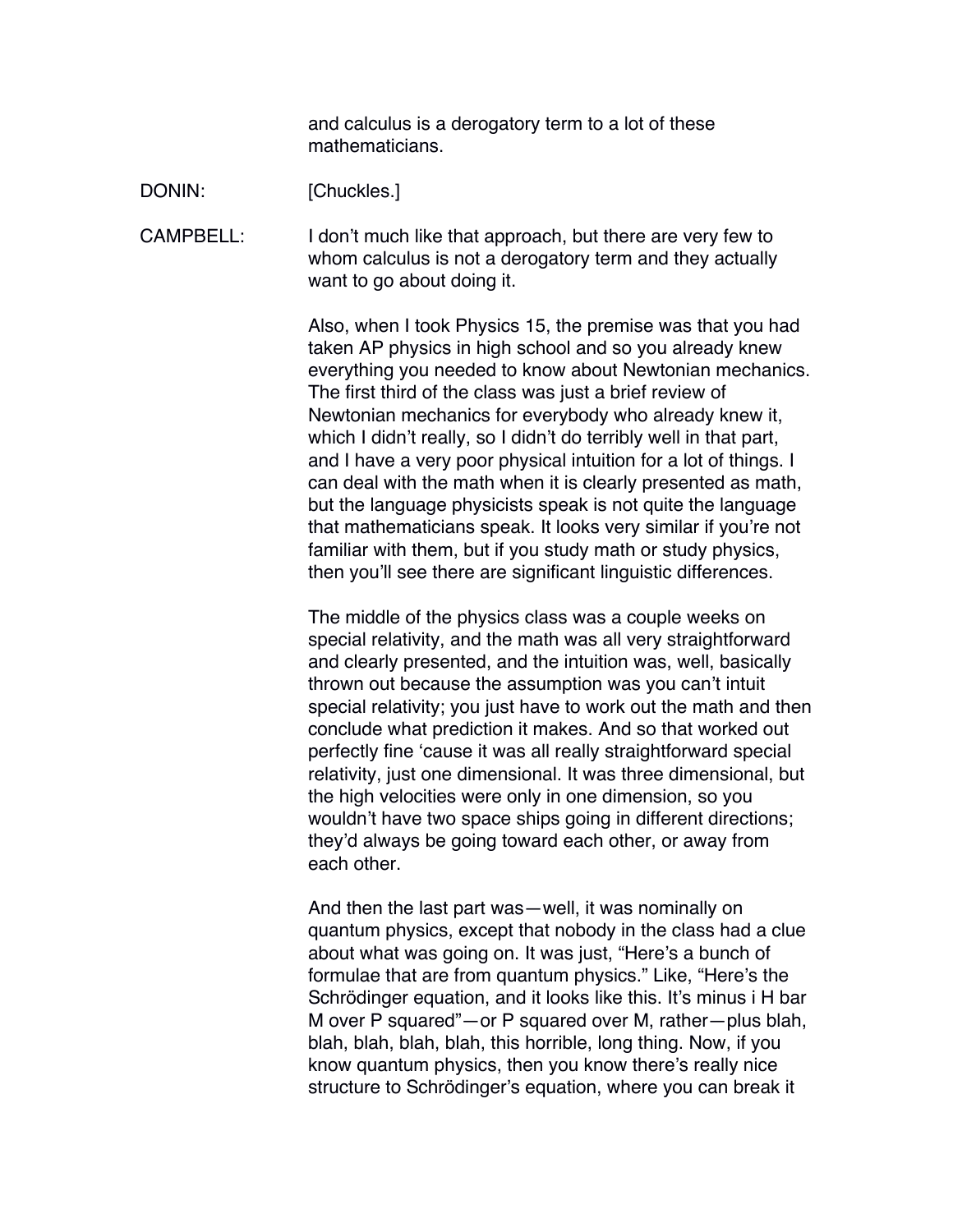and calculus is a derogatory term to a lot of these mathematicians.

DONIN: [Chuckles.]

CAMPBELL: I don't much like that approach, but there are very few to whom calculus is not a derogatory term and they actually want to go about doing it.

Also, when I took Physics 15, the premise was that you had taken AP physics in high school and so you already knew everything you needed to know about Newtonian mechanics. The first third of the class was just a brief review of Newtonian mechanics for everybody who already knew it, which I didn't really, so I didn't do terribly well in that part, and I have a very poor physical intuition for a lot of things. I can deal with the math when it is clearly presented as math, but the language physicists speak is not quite the language that mathematicians speak. It looks very similar if you're not familiar with them, but if you study math or study physics, then you'll see there are significant linguistic differences.

The middle of the physics class was a couple weeks on special relativity, and the math was all very straightforward and clearly presented, and the intuition was, well, basically thrown out because the assumption was you can't intuit special relativity; you just have to work out the math and then conclude what prediction it makes. And so that worked out perfectly fine 'cause it was all really straightforward special relativity, just one dimensional. It was three dimensional, but the high velocities were only in one dimension, so you wouldn't have two space ships going in different directions; they'd always be going toward each other, or away from each other.

And then the last part was—well, it was nominally on quantum physics, except that nobody in the class had a clue about what was going on. It was just, "Here's a bunch of formulae that are from quantum physics." Like, "Here's the Schrödinger equation, and it looks like this. It's minus i H bar M over P squared"—or P squared over M, rather—plus blah, blah, blah, blah, blah, this horrible, long thing. Now, if you know quantum physics, then you know there's really nice structure to Schrödinger's equation, where you can break it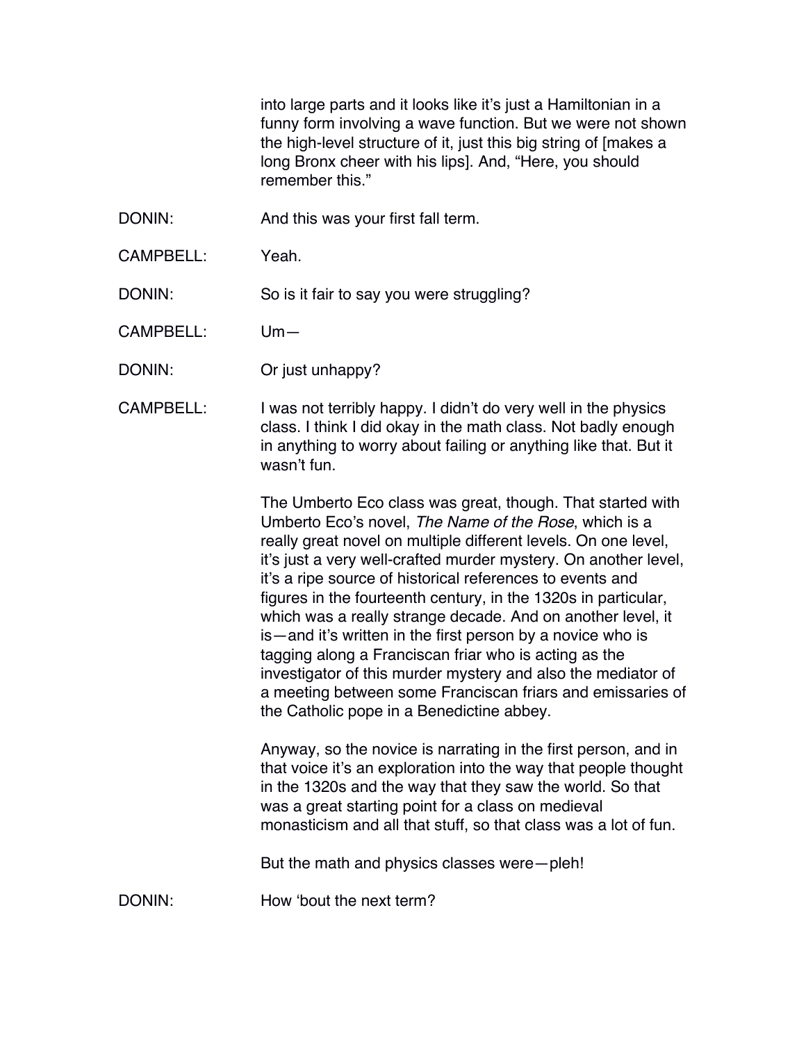into large parts and it looks like it's just a Hamiltonian in a funny form involving a wave function. But we were not shown the high-level structure of it, just this big string of [makes a long Bronx cheer with his lips]. And, "Here, you should remember this."

DONIN: And this was your first fall term.

CAMPBELL: Yeah.

DONIN: So is it fair to say you were struggling?

CAMPBELL: Um—

DONIN: Or just unhappy?

CAMPBELL: I was not terribly happy. I didn't do very well in the physics class. I think I did okay in the math class. Not badly enough in anything to worry about failing or anything like that. But it wasn't fun.

The Umberto Eco class was great, though. That started with Umberto Eco's novel, *The Name of the Rose*, which is a really great novel on multiple different levels. On one level, it's just a very well-crafted murder mystery. On another level, it's a ripe source of historical references to events and figures in the fourteenth century, in the 1320s in particular, which was a really strange decade. And on another level, it is—and it's written in the first person by a novice who is tagging along a Franciscan friar who is acting as the investigator of this murder mystery and also the mediator of a meeting between some Franciscan friars and emissaries of the Catholic pope in a Benedictine abbey.

Anyway, so the novice is narrating in the first person, and in that voice it's an exploration into the way that people thought in the 1320s and the way that they saw the world. So that was a great starting point for a class on medieval monasticism and all that stuff, so that class was a lot of fun.

But the math and physics classes were—pleh!

DONIN: How 'bout the next term?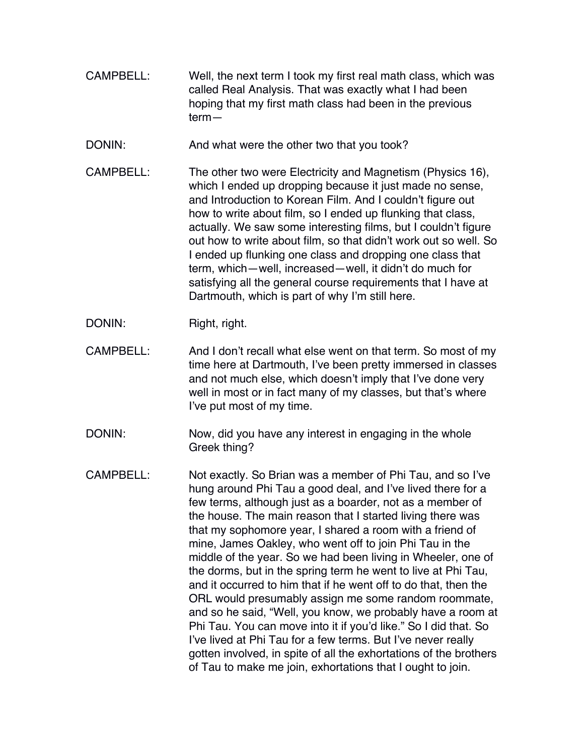CAMPBELL: Well, the next term I took my first real math class, which was called Real Analysis. That was exactly what I had been hoping that my first math class had been in the previous term—

DONIN: And what were the other two that you took?

CAMPBELL: The other two were Electricity and Magnetism (Physics 16), which I ended up dropping because it just made no sense, and Introduction to Korean Film. And I couldn't figure out how to write about film, so I ended up flunking that class, actually. We saw some interesting films, but I couldn't figure out how to write about film, so that didn't work out so well. So I ended up flunking one class and dropping one class that term, which—well, increased—well, it didn't do much for satisfying all the general course requirements that I have at Dartmouth, which is part of why I'm still here.

DONIN: Right, right.

CAMPBELL: And I don't recall what else went on that term. So most of my time here at Dartmouth, I've been pretty immersed in classes and not much else, which doesn't imply that I've done very well in most or in fact many of my classes, but that's where I've put most of my time.

DONIN: Now, did you have any interest in engaging in the whole Greek thing?

CAMPBELL: Not exactly. So Brian was a member of Phi Tau, and so I've hung around Phi Tau a good deal, and I've lived there for a few terms, although just as a boarder, not as a member of the house. The main reason that I started living there was that my sophomore year, I shared a room with a friend of mine, James Oakley, who went off to join Phi Tau in the middle of the year. So we had been living in Wheeler, one of the dorms, but in the spring term he went to live at Phi Tau, and it occurred to him that if he went off to do that, then the ORL would presumably assign me some random roommate, and so he said, "Well, you know, we probably have a room at Phi Tau. You can move into it if you'd like." So I did that. So I've lived at Phi Tau for a few terms. But I've never really gotten involved, in spite of all the exhortations of the brothers of Tau to make me join, exhortations that I ought to join.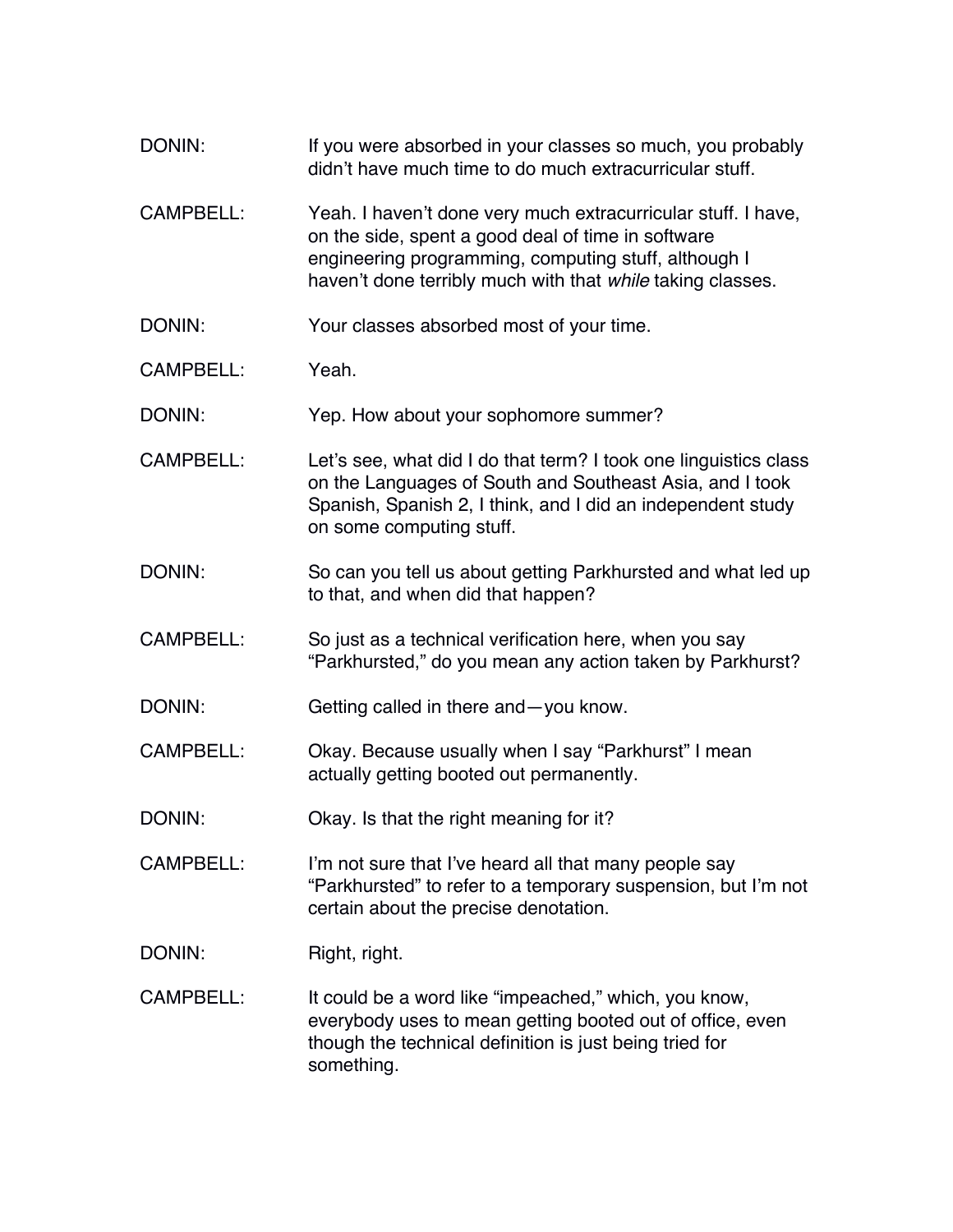DONIN: If you were absorbed in your classes so much, you probably didn't have much time to do much extracurricular stuff.

CAMPBELL: Yeah. I haven't done very much extracurricular stuff. I have, on the side, spent a good deal of time in software engineering programming, computing stuff, although I haven't done terribly much with that *while* taking classes.

DONIN: Your classes absorbed most of your time.

CAMPBELL: Yeah.

DONIN: Yep. How about your sophomore summer?

CAMPBELL: Let's see, what did I do that term? I took one linguistics class on the Languages of South and Southeast Asia, and I took Spanish, Spanish 2, I think, and I did an independent study on some computing stuff.

DONIN: So can you tell us about getting Parkhursted and what led up to that, and when did that happen?

CAMPBELL: So just as a technical verification here, when you say "Parkhursted," do you mean any action taken by Parkhurst?

DONIN: Getting called in there and—you know.

CAMPBELL: Okay. Because usually when I say "Parkhurst" I mean actually getting booted out permanently.

DONIN: Okay. Is that the right meaning for it?

CAMPBELL: I'm not sure that I've heard all that many people say "Parkhursted" to refer to a temporary suspension, but I'm not certain about the precise denotation.

DONIN: Right, right.

CAMPBELL: It could be a word like "impeached," which, you know, everybody uses to mean getting booted out of office, even though the technical definition is just being tried for something.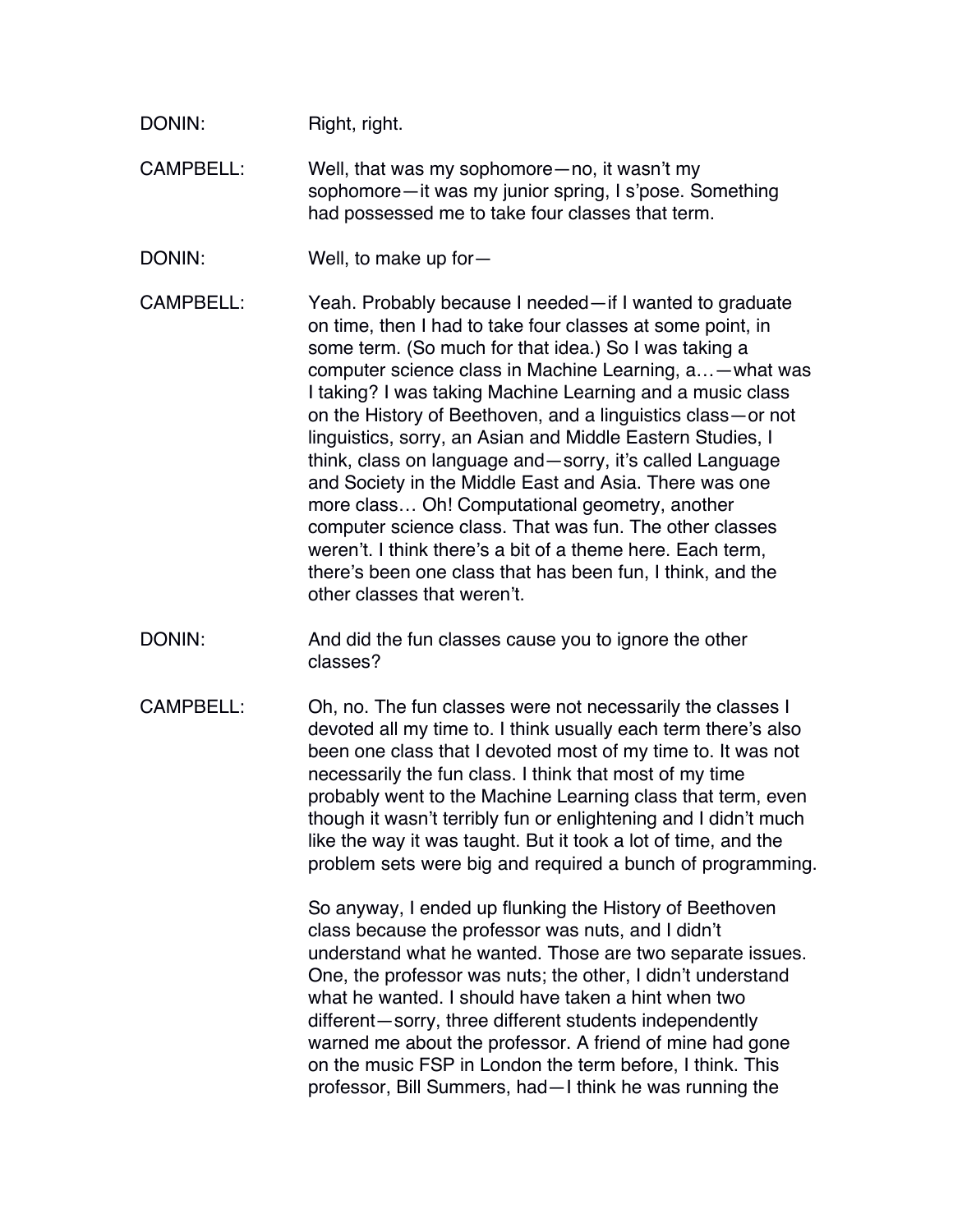DONIN: Right, right.

CAMPBELL: Well, that was my sophomore—no, it wasn't my sophomore—it was my junior spring, I s'pose. Something had possessed me to take four classes that term.

DONIN: Well, to make up for—

CAMPBELL: Yeah. Probably because I needed—if I wanted to graduate on time, then I had to take four classes at some point, in some term. (So much for that idea.) So I was taking a computer science class in Machine Learning, a…—what was I taking? I was taking Machine Learning and a music class on the History of Beethoven, and a linguistics class—or not linguistics, sorry, an Asian and Middle Eastern Studies, I think, class on language and—sorry, it's called Language and Society in the Middle East and Asia. There was one more class… Oh! Computational geometry, another computer science class. That was fun. The other classes weren't. I think there's a bit of a theme here. Each term, there's been one class that has been fun, I think, and the other classes that weren't.

DONIN: And did the fun classes cause you to ignore the other classes?

CAMPBELL: Oh, no. The fun classes were not necessarily the classes I devoted all my time to. I think usually each term there's also been one class that I devoted most of my time to. It was not necessarily the fun class. I think that most of my time probably went to the Machine Learning class that term, even though it wasn't terribly fun or enlightening and I didn't much like the way it was taught. But it took a lot of time, and the problem sets were big and required a bunch of programming.

So anyway, I ended up flunking the History of Beethoven class because the professor was nuts, and I didn't understand what he wanted. Those are two separate issues. One, the professor was nuts; the other, I didn't understand what he wanted. I should have taken a hint when two different—sorry, three different students independently warned me about the professor. A friend of mine had gone on the music FSP in London the term before, I think. This professor, Bill Summers, had—I think he was running the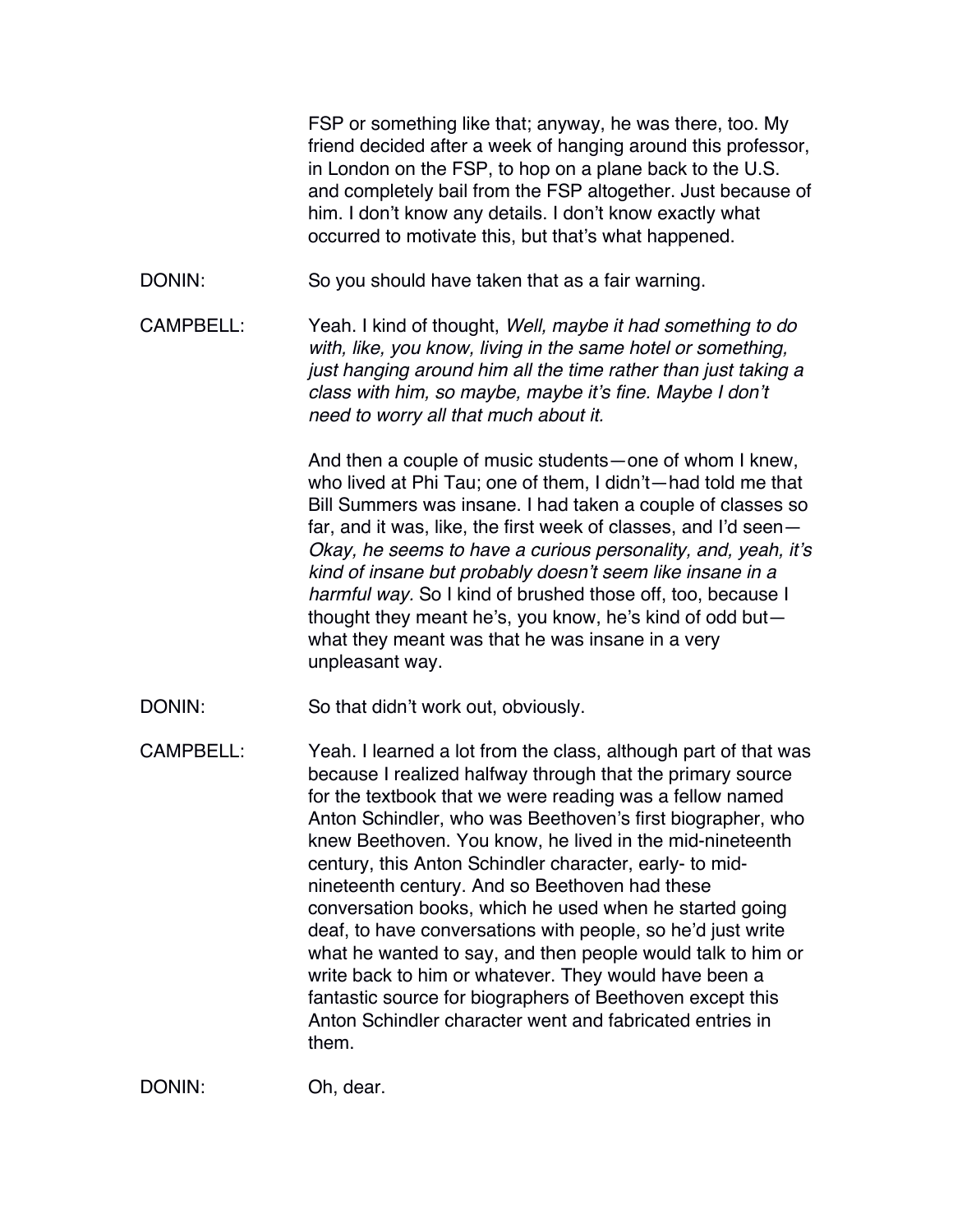FSP or something like that; anyway, he was there, too. My friend decided after a week of hanging around this professor, in London on the FSP, to hop on a plane back to the U.S. and completely bail from the FSP altogether. Just because of him. I don't know any details. I don't know exactly what occurred to motivate this, but that's what happened.

DONIN: So you should have taken that as a fair warning.

CAMPBELL: Yeah. I kind of thought, *Well, maybe it had something to do with, like, you know, living in the same hotel or something, just hanging around him all the time rather than just taking a class with him, so maybe, maybe it's fine. Maybe I don't need to worry all that much about it.*

And then a couple of music students—one of whom I knew, who lived at Phi Tau; one of them, I didn't—had told me that Bill Summers was insane. I had taken a couple of classes so far, and it was, like, the first week of classes, and I'd seen—*Okay, he seems to have a curious personality, and, yeah, it's kind of insane but probably doesn't seem like insane in a harmful way.* So I kind of brushed those off, too, because I thought they meant he's, you know, he's kind of odd but—what they meant was that he was insane in a very unpleasant way.

DONIN: So that didn't work out, obviously.

CAMPBELL: Yeah. I learned a lot from the class, although part of that was because I realized halfway through that the primary source for the textbook that we were reading was a fellow named Anton Schindler, who was Beethoven's first biographer, who knew Beethoven. You know, he lived in the mid-nineteenth century, this Anton Schindler character, early- to mid-nineteenth century. And so Beethoven had these conversation books, which he used when he started going deaf, to have conversations with people, so he'd just write what he wanted to say, and then people would talk to him or write back to him or whatever. They would have been a fantastic source for biographers of Beethoven except this Anton Schindler character went and fabricated entries in them.

DONIN: Oh, dear.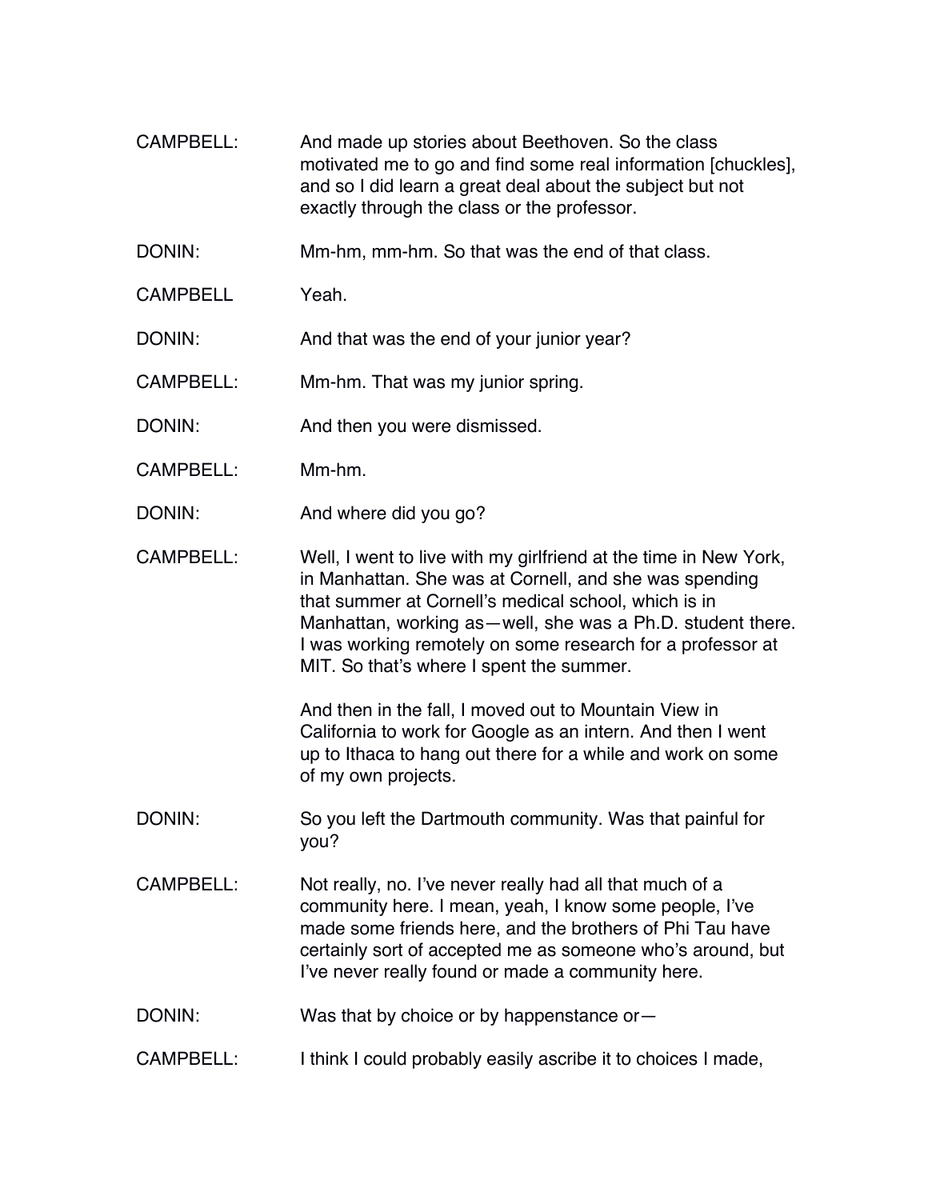CAMPBELL: And made up stories about Beethoven. So the class motivated me to go and find some real information [chuckles], and so I did learn a great deal about the subject but not exactly through the class or the professor.

DONIN: Mm-hm, mm-hm. So that was the end of that class.

CAMPBELL Yeah.

DONIN: And that was the end of your junior year?

CAMPBELL: Mm-hm. That was my junior spring.

DONIN: And then you were dismissed.

CAMPBELL: Mm-hm.

DONIN: And where did you go?

CAMPBELL: Well, I went to live with my girlfriend at the time in New York, in Manhattan. She was at Cornell, and she was spending that summer at Cornell's medical school, which is in Manhattan, working as—well, she was a Ph.D. student there. I was working remotely on some research for a professor at MIT. So that's where I spent the summer.

And then in the fall, I moved out to Mountain View in California to work for Google as an intern. And then I went up to Ithaca to hang out there for a while and work on some of my own projects.

DONIN: So you left the Dartmouth community. Was that painful for you?

CAMPBELL: Not really, no. I've never really had all that much of a community here. I mean, yeah, I know some people, I've made some friends here, and the brothers of Phi Tau have certainly sort of accepted me as someone who's around, but I've never really found or made a community here.

DONIN: Was that by choice or by happenstance or—

CAMPBELL: I think I could probably easily ascribe it to choices I made,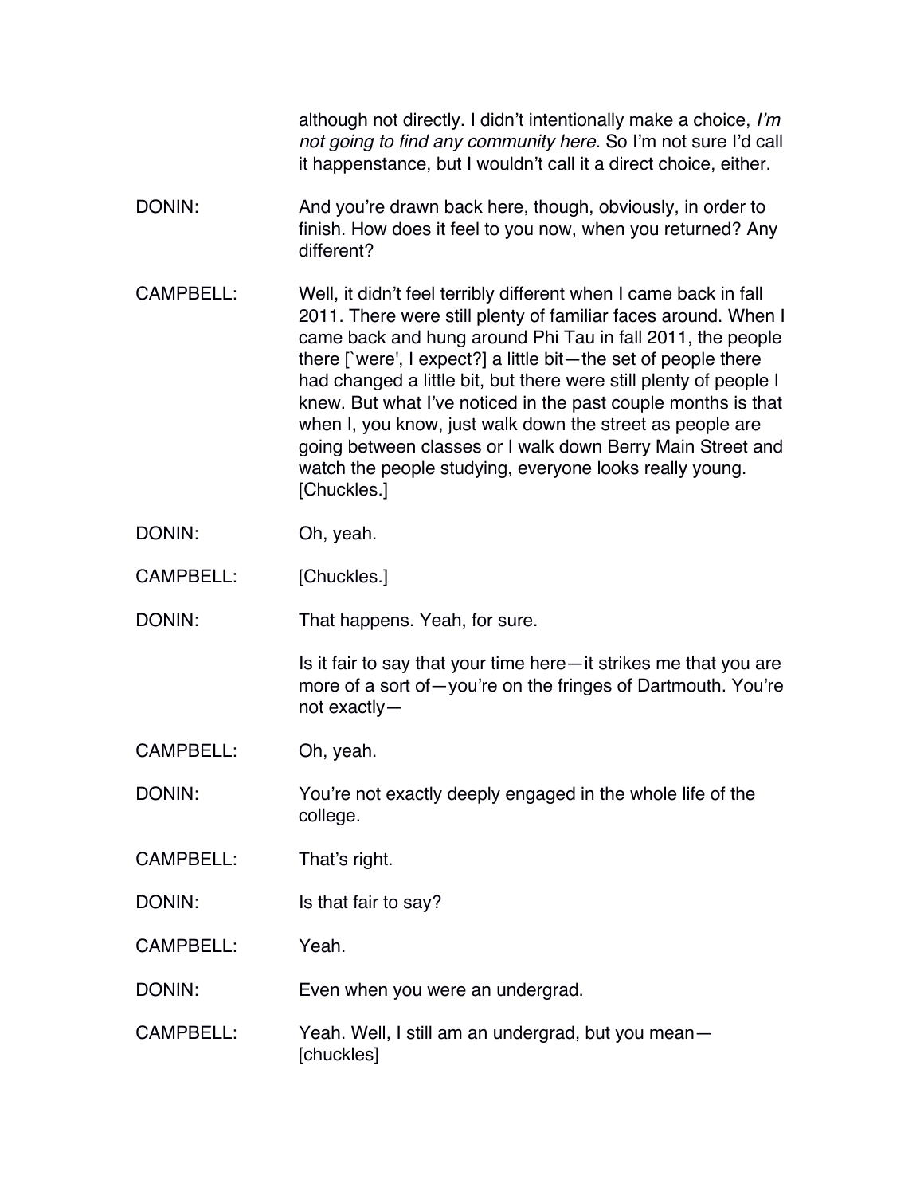although not directly. I didn't intentionally make a choice, *I'm not going to find any community here.* So I'm not sure I'd call it happenstance, but I wouldn't call it a direct choice, either.

DONIN: And you're drawn back here, though, obviously, in order to finish. How does it feel to you now, when you returned? Any different?

CAMPBELL: Well, it didn't feel terribly different when I came back in fall 2011. There were still plenty of familiar faces around. When I came back and hung around Phi Tau in fall 2011, the people there [`were', I expect?] a little bit—the set of people there had changed a little bit, but there were still plenty of people I knew. But what I've noticed in the past couple months is that when I, you know, just walk down the street as people are going between classes or I walk down Berry Main Street and watch the people studying, everyone looks really young. [Chuckles.]

DONIN: Oh, yeah.

CAMPBELL: [Chuckles.]

DONIN: That happens. Yeah, for sure.

Is it fair to say that your time here—it strikes me that you are more of a sort of—you're on the fringes of Dartmouth. You're not exactly—

CAMPBELL: Oh, yeah.

DONIN: You're not exactly deeply engaged in the whole life of the college.

CAMPBELL: That's right.

DONIN: Is that fair to say?

CAMPBELL: Yeah.

DONIN: Even when you were an undergrad.

CAMPBELL: Yeah. Well, I still am an undergrad, but you mean—[chuckles]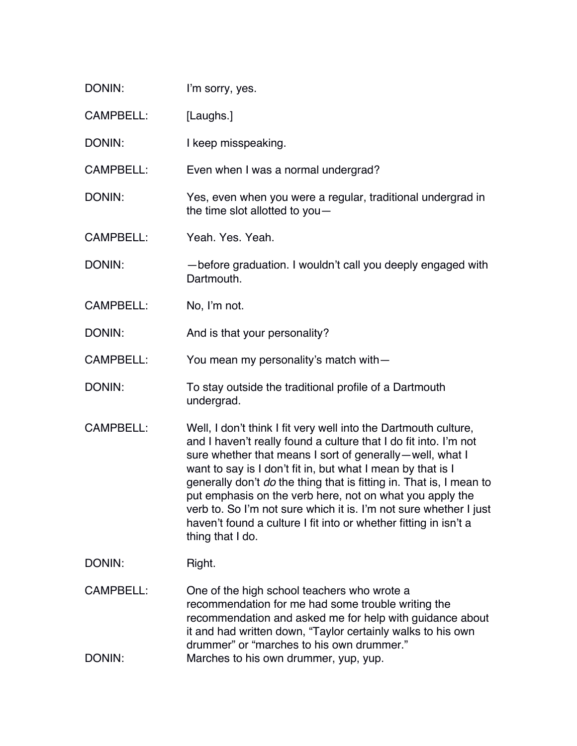DONIN: I'm sorry, yes.

CAMPBELL: [Laughs.]

DONIN: I keep misspeaking.

CAMPBELL: Even when I was a normal undergrad?

DONIN: Yes, even when you were a regular, traditional undergrad in the time slot allotted to you—

CAMPBELL: Yeah. Yes. Yeah.

DONIN: —before graduation. I wouldn't call you deeply engaged with Dartmouth.

CAMPBELL: No, I'm not.

DONIN: And is that your personality?

CAMPBELL: You mean my personality's match with—

DONIN: To stay outside the traditional profile of a Dartmouth undergrad.

CAMPBELL: Well, I don't think I fit very well into the Dartmouth culture, and I haven't really found a culture that I do fit into. I'm not sure whether that means I sort of generally—well, what I want to say is I don't fit in, but what I mean by that is I generally don't *do* the thing that is fitting in. That is, I mean to put emphasis on the verb here, not on what you apply the verb to. So I'm not sure which it is. I'm not sure whether I just haven't found a culture I fit into or whether fitting in isn't a thing that I do.

DONIN: Right.

CAMPBELL: One of the high school teachers who wrote a recommendation for me had some trouble writing the recommendation and asked me for help with guidance about it and had written down, "Taylor certainly walks to his own drummer" or "marches to his own drummer."

DONIN: Marches to his own drummer, yup, yup.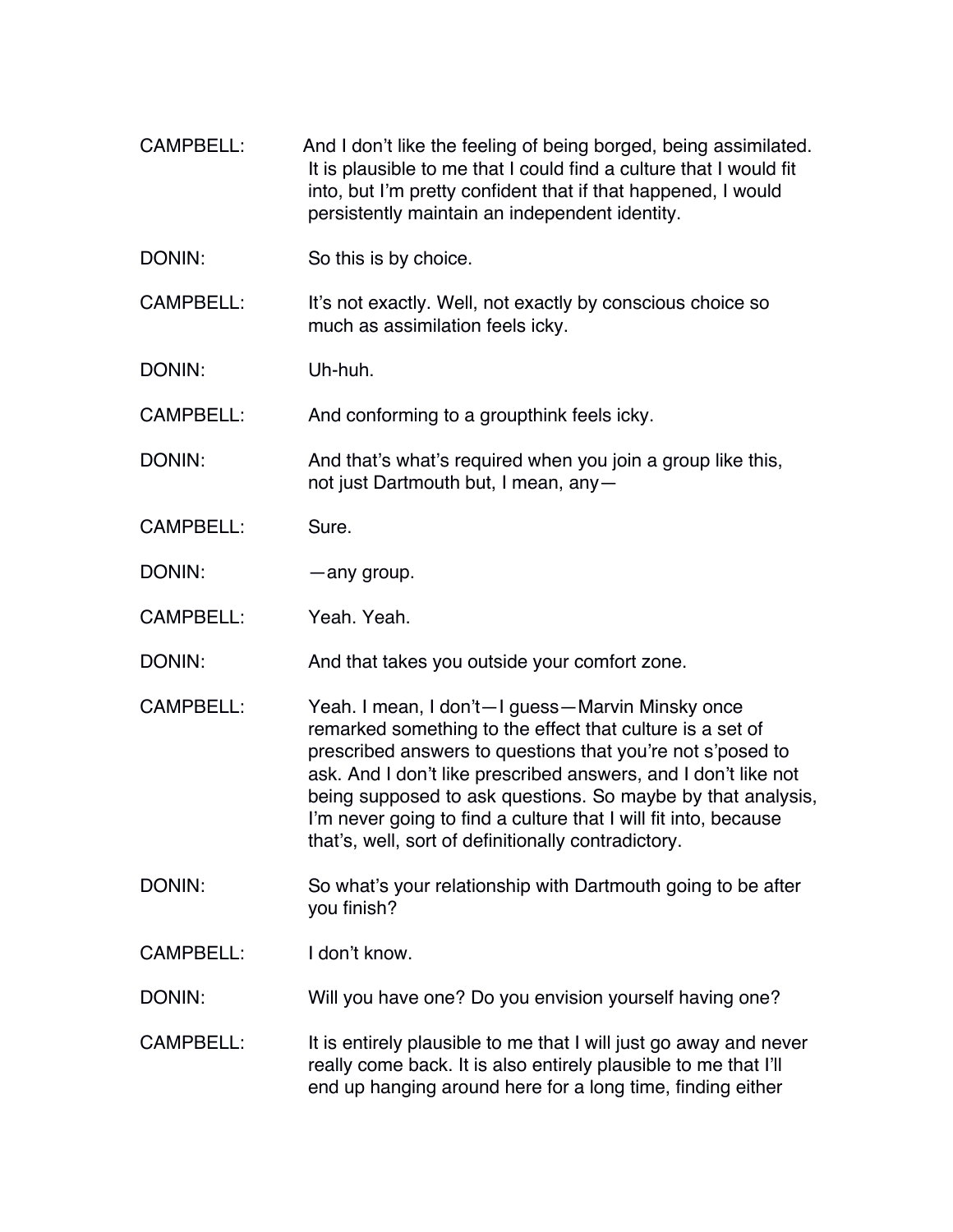CAMPBELL: And I don't like the feeling of being borged, being assimilated. It is plausible to me that I could find a culture that I would fit into, but I'm pretty confident that if that happened, I would persistently maintain an independent identity.

DONIN: So this is by choice.

CAMPBELL: It's not exactly. Well, not exactly by conscious choice so much as assimilation feels icky.

DONIN: Uh-huh.

CAMPBELL: And conforming to a groupthink feels icky.

DONIN: And that's what's required when you join a group like this, not just Dartmouth but, I mean, any—

CAMPBELL: Sure.

DONIN: —any group.

CAMPBELL: Yeah. Yeah.

DONIN: And that takes you outside your comfort zone.

CAMPBELL: Yeah. I mean, I don't—I guess—Marvin Minsky once remarked something to the effect that culture is a set of prescribed answers to questions that you're not s'posed to ask. And I don't like prescribed answers, and I don't like not being supposed to ask questions. So maybe by that analysis, I'm never going to find a culture that I will fit into, because that's, well, sort of definitionally contradictory.

DONIN: So what's your relationship with Dartmouth going to be after you finish?

CAMPBELL: I don't know.

DONIN: Will you have one? Do you envision yourself having one?

CAMPBELL: It is entirely plausible to me that I will just go away and never really come back. It is also entirely plausible to me that I'll end up hanging around here for a long time, finding either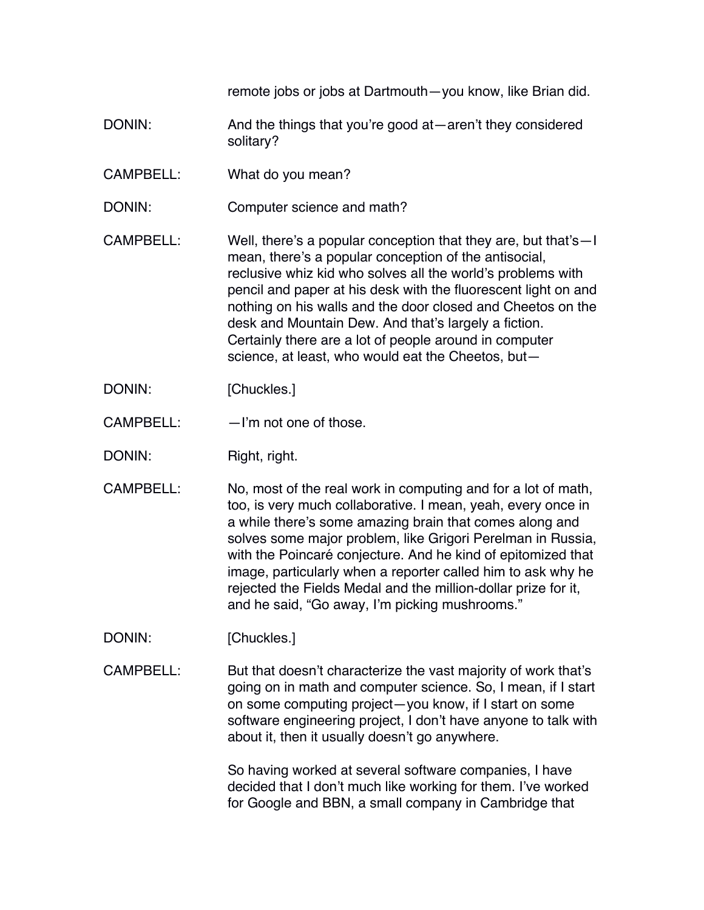remote jobs or jobs at Dartmouth—you know, like Brian did.

DONIN: And the things that you're good at—aren't they considered solitary?

CAMPBELL: What do you mean?

DONIN: Computer science and math?

CAMPBELL: Well, there's a popular conception that they are, but that's—I mean, there's a popular conception of the antisocial, reclusive whiz kid who solves all the world's problems with pencil and paper at his desk with the fluorescent light on and nothing on his walls and the door closed and Cheetos on the desk and Mountain Dew. And that's largely a fiction. Certainly there are a lot of people around in computer science, at least, who would eat the Cheetos, but—

DONIN: [Chuckles.]

CAMPBELL: —I'm not one of those.

DONIN: Right, right.

CAMPBELL: No, most of the real work in computing and for a lot of math, too, is very much collaborative. I mean, yeah, every once in a while there's some amazing brain that comes along and solves some major problem, like Grigori Perelman in Russia, with the Poincaré conjecture. And he kind of epitomized that image, particularly when a reporter called him to ask why he rejected the Fields Medal and the million-dollar prize for it, and he said, "Go away, I'm picking mushrooms."

DONIN: [Chuckles.]

CAMPBELL: But that doesn't characterize the vast majority of work that's going on in math and computer science. So, I mean, if I start on some computing project—you know, if I start on some software engineering project, I don't have anyone to talk with about it, then it usually doesn't go anywhere.

So having worked at several software companies, I have decided that I don't much like working for them. I've worked for Google and BBN, a small company in Cambridge that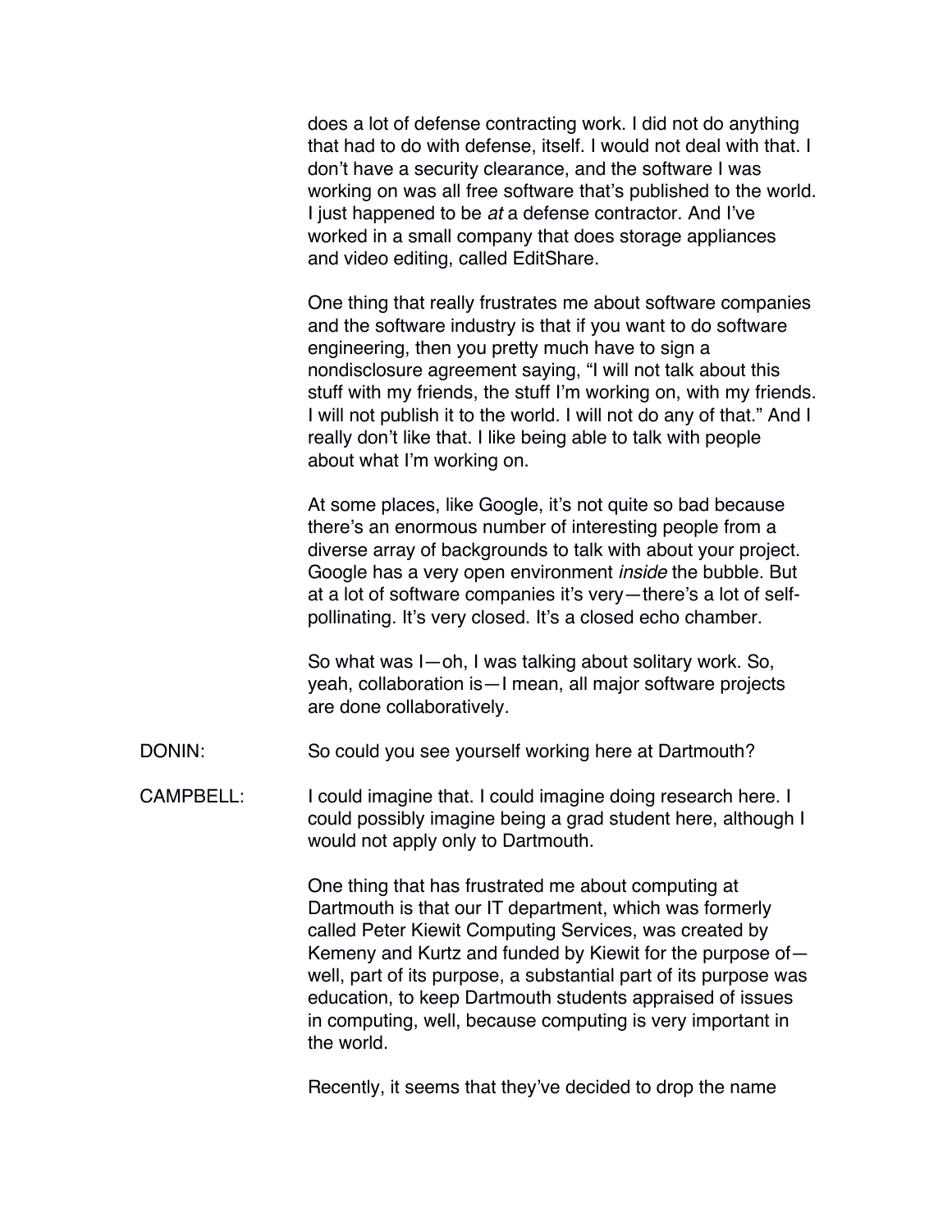does a lot of defense contracting work. I did not do anything that had to do with defense, itself. I would not deal with that. I don't have a security clearance, and the software I was working on was all free software that's published to the world. I just happened to be *at* a defense contractor. And I've worked in a small company that does storage appliances and video editing, called EditShare.

One thing that really frustrates me about software companies and the software industry is that if you want to do software engineering, then you pretty much have to sign a nondisclosure agreement saying, "I will not talk about this stuff with my friends, the stuff I'm working on, with my friends. I will not publish it to the world. I will not do any of that." And I really don't like that. I like being able to talk with people about what I'm working on.

At some places, like Google, it's not quite so bad because there's an enormous number of interesting people from a diverse array of backgrounds to talk with about your project. Google has a very open environment *inside* the bubble. But at a lot of software companies it's very—there's a lot of self-pollinating. It's very closed. It's a closed echo chamber.

So what was I—oh, I was talking about solitary work. So, yeah, collaboration is—I mean, all major software projects are done collaboratively.

DONIN: So could you see yourself working here at Dartmouth?

CAMPBELL: I could imagine that. I could imagine doing research here. I could possibly imagine being a grad student here, although I would not apply only to Dartmouth.

One thing that has frustrated me about computing at Dartmouth is that our IT department, which was formerly called Peter Kiewit Computing Services, was created by Kemeny and Kurtz and funded by Kiewit for the purpose of—well, part of its purpose, a substantial part of its purpose was education, to keep Dartmouth students appraised of issues in computing, well, because computing is very important in the world.

Recently, it seems that they've decided to drop the name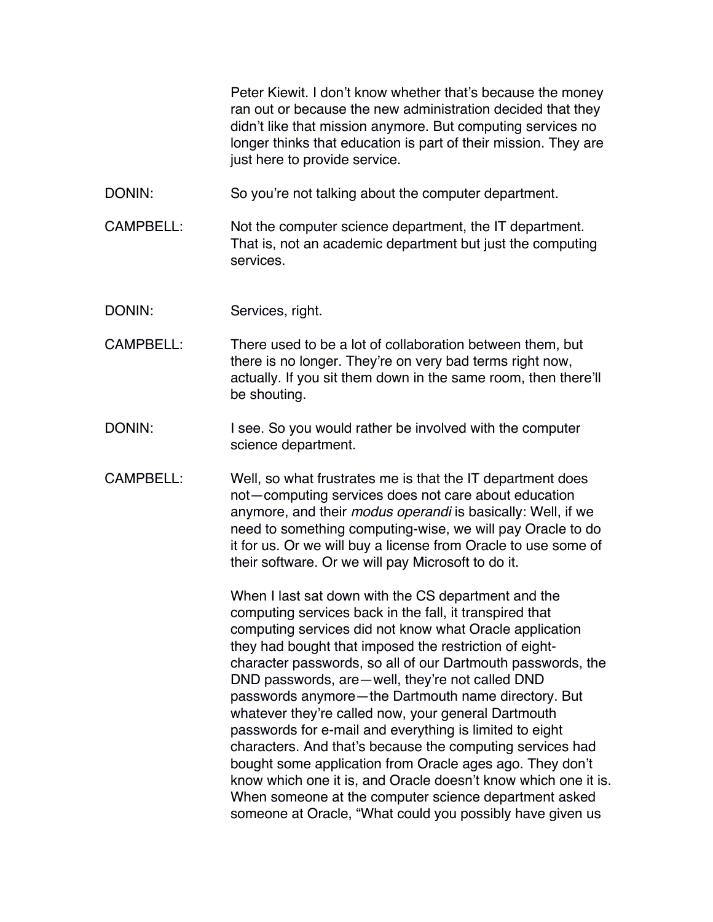Peter Kiewit. I don't know whether that's because the money ran out or because the new administration decided that they didn't like that mission anymore. But computing services no longer thinks that education is part of their mission. They are just here to provide service.

DONIN: So you're not talking about the computer department.

CAMPBELL: Not the computer science department, the IT department. That is, not an academic department but just the computing services.

DONIN: Services, right.

CAMPBELL: There used to be a lot of collaboration between them, but there is no longer. They're on very bad terms right now, actually. If you sit them down in the same room, then there'll be shouting.

DONIN: I see. So you would rather be involved with the computer science department.

CAMPBELL: Well, so what frustrates me is that the IT department does not—computing services does not care about education anymore, and their *modus operandi* is basically: Well, if we need to something computing-wise, we will pay Oracle to do it for us. Or we will buy a license from Oracle to use some of their software. Or we will pay Microsoft to do it.

When I last sat down with the CS department and the computing services back in the fall, it transpired that computing services did not know what Oracle application they had bought that imposed the restriction of eight-character passwords, so all of our Dartmouth passwords, the DND passwords, are—well, they're not called DND passwords anymore—the Dartmouth name directory. But whatever they're called now, your general Dartmouth passwords for e-mail and everything is limited to eight characters. And that's because the computing services had bought some application from Oracle ages ago. They don't know which one it is, and Oracle doesn't know which one it is. When someone at the computer science department asked someone at Oracle, "What could you possibly have given us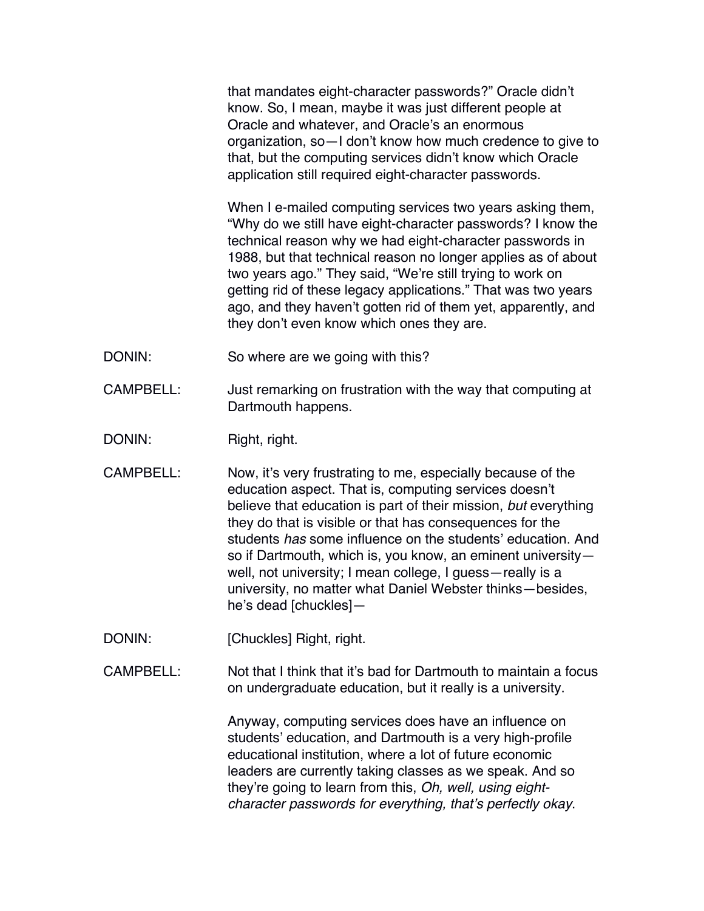that mandates eight-character passwords?" Oracle didn't know. So, I mean, maybe it was just different people at Oracle and whatever, and Oracle's an enormous organization, so—I don't know how much credence to give to that, but the computing services didn't know which Oracle application still required eight-character passwords.

When I e-mailed computing services two years asking them, "Why do we still have eight-character passwords? I know the technical reason why we had eight-character passwords in 1988, but that technical reason no longer applies as of about two years ago." They said, "We're still trying to work on getting rid of these legacy applications." That was two years ago, and they haven't gotten rid of them yet, apparently, and they don't even know which ones they are.

DONIN: So where are we going with this?

CAMPBELL: Just remarking on frustration with the way that computing at Dartmouth happens.

DONIN: Right, right.

CAMPBELL: Now, it's very frustrating to me, especially because of the education aspect. That is, computing services doesn't believe that education is part of their mission, *but* everything they do that is visible or that has consequences for the students *has* some influence on the students' education. And so if Dartmouth, which is, you know, an eminent university—well, not university; I mean college, I guess—really is a university, no matter what Daniel Webster thinks—besides, he's dead [chuckles]—

DONIN: [Chuckles] Right, right.

CAMPBELL: Not that I think that it's bad for Dartmouth to maintain a focus on undergraduate education, but it really is a university.

Anyway, computing services does have an influence on students' education, and Dartmouth is a very high-profile educational institution, where a lot of future economic leaders are currently taking classes as we speak. And so they're going to learn from this, *Oh, well, using eight-character passwords for everything, that's perfectly okay*.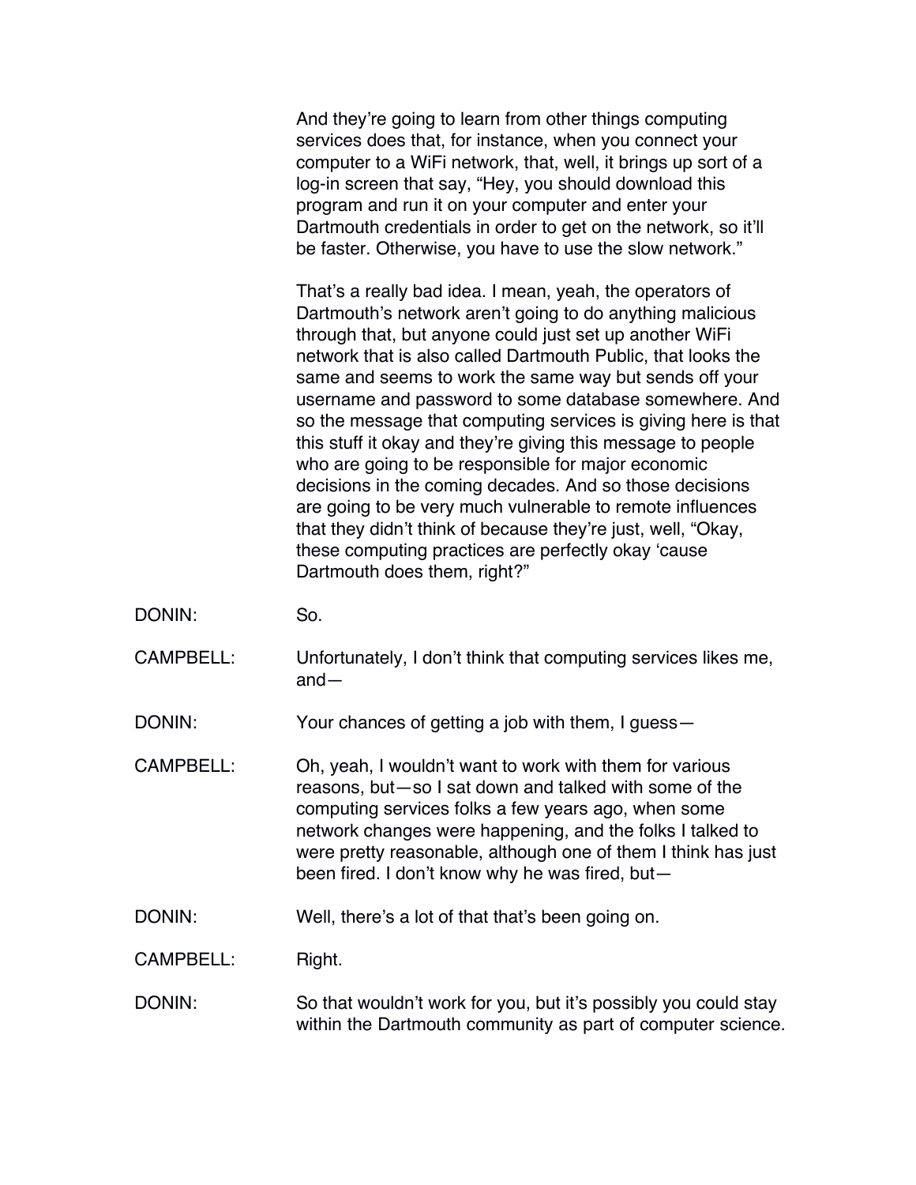And they're going to learn from other things computing services does that, for instance, when you connect your computer to a WiFi network, that, well, it brings up sort of a log-in screen that say, "Hey, you should download this program and run it on your computer and enter your Dartmouth credentials in order to get on the network, so it'll be faster. Otherwise, you have to use the slow network."

That's a really bad idea. I mean, yeah, the operators of Dartmouth's network aren't going to do anything malicious through that, but anyone could just set up another WiFi network that is also called Dartmouth Public, that looks the same and seems to work the same way but sends off your username and password to some database somewhere. And so the message that computing services is giving here is that this stuff it okay and they're giving this message to people who are going to be responsible for major economic decisions in the coming decades. And so those decisions are going to be very much vulnerable to remote influences that they didn't think of because they're just, well, "Okay, these computing practices are perfectly okay 'cause Dartmouth does them, right?"

DONIN: So.

CAMPBELL: Unfortunately, I don't think that computing services likes me, and—

DONIN: Your chances of getting a job with them, I guess—

CAMPBELL: Oh, yeah, I wouldn't want to work with them for various reasons, but—so I sat down and talked with some of the computing services folks a few years ago, when some network changes were happening, and the folks I talked to were pretty reasonable, although one of them I think has just been fired. I don't know why he was fired, but—

DONIN: Well, there's a lot of that that's been going on.

CAMPBELL: Right.

DONIN: So that wouldn't work for you, but it's possibly you could stay within the Dartmouth community as part of computer science.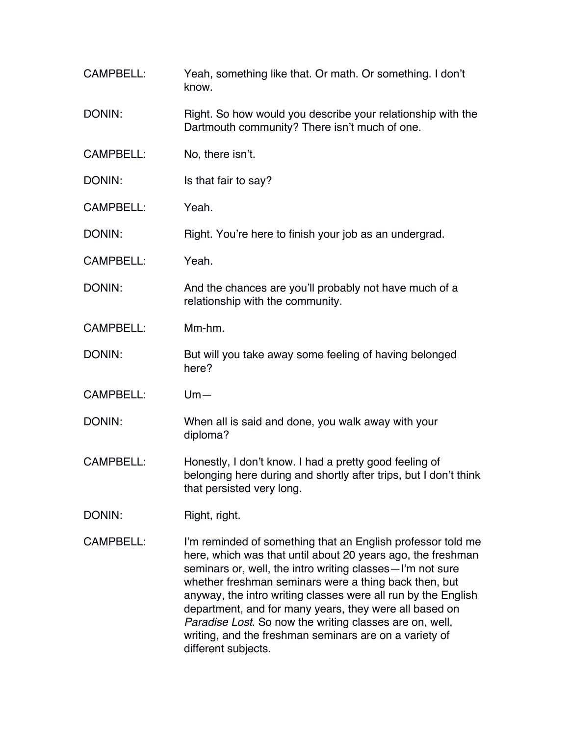CAMPBELL: Yeah, something like that. Or math. Or something. I don't know.

DONIN: Right. So how would you describe your relationship with the Dartmouth community? There isn't much of one.

CAMPBELL: No, there isn't.

DONIN: Is that fair to say?

CAMPBELL: Yeah.

DONIN: Right. You're here to finish your job as an undergrad.

CAMPBELL: Yeah.

DONIN: And the chances are you'll probably not have much of a relationship with the community.

CAMPBELL: Mm-hm.

DONIN: But will you take away some feeling of having belonged here?

CAMPBELL: Um—

DONIN: When all is said and done, you walk away with your diploma?

CAMPBELL: Honestly, I don't know. I had a pretty good feeling of belonging here during and shortly after trips, but I don't think that persisted very long.

DONIN: Right, right.

CAMPBELL: I'm reminded of something that an English professor told me here, which was that until about 20 years ago, the freshman seminars or, well, the intro writing classes—I'm not sure whether freshman seminars were a thing back then, but anyway, the intro writing classes were all run by the English department, and for many years, they were all based on *Paradise Lost*. So now the writing classes are on, well, writing, and the freshman seminars are on a variety of different subjects.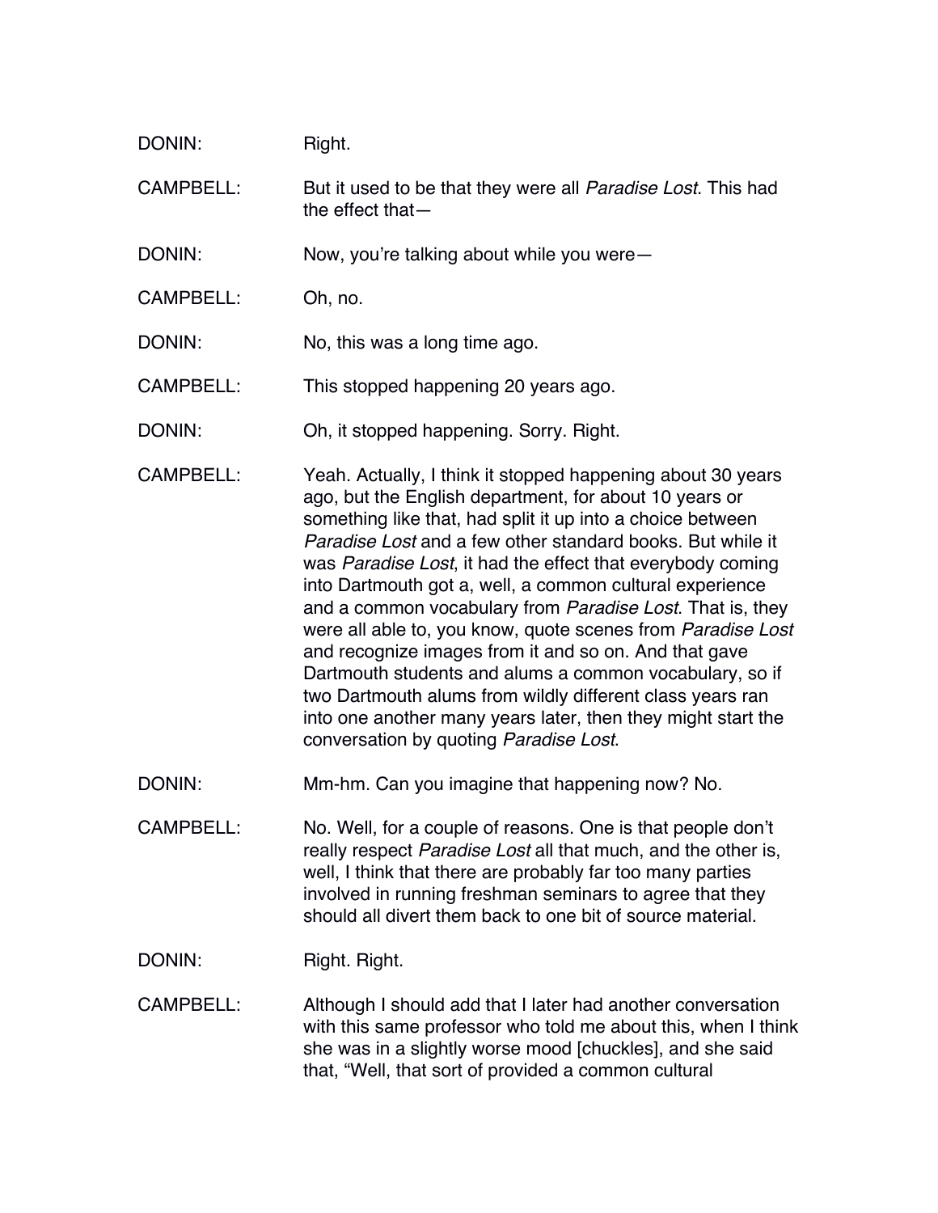DONIN: Right.

CAMPBELL: But it used to be that they were all *Paradise Lost*. This had the effect that—

DONIN: Now, you're talking about while you were—

CAMPBELL: Oh, no.

DONIN: No, this was a long time ago.

CAMPBELL: This stopped happening 20 years ago.

DONIN: Oh, it stopped happening. Sorry. Right.

CAMPBELL: Yeah. Actually, I think it stopped happening about 30 years ago, but the English department, for about 10 years or something like that, had split it up into a choice between *Paradise Lost* and a few other standard books. But while it was *Paradise Lost*, it had the effect that everybody coming into Dartmouth got a, well, a common cultural experience and a common vocabulary from *Paradise Lost*. That is, they were all able to, you know, quote scenes from *Paradise Lost* and recognize images from it and so on. And that gave Dartmouth students and alums a common vocabulary, so if two Dartmouth alums from wildly different class years ran into one another many years later, then they might start the conversation by quoting *Paradise Lost*.

DONIN: Mm-hm. Can you imagine that happening now? No.

CAMPBELL: No. Well, for a couple of reasons. One is that people don't really respect *Paradise Lost* all that much, and the other is, well, I think that there are probably far too many parties involved in running freshman seminars to agree that they should all divert them back to one bit of source material.

DONIN: Right. Right.

CAMPBELL: Although I should add that I later had another conversation with this same professor who told me about this, when I think she was in a slightly worse mood [chuckles], and she said that, "Well, that sort of provided a common cultural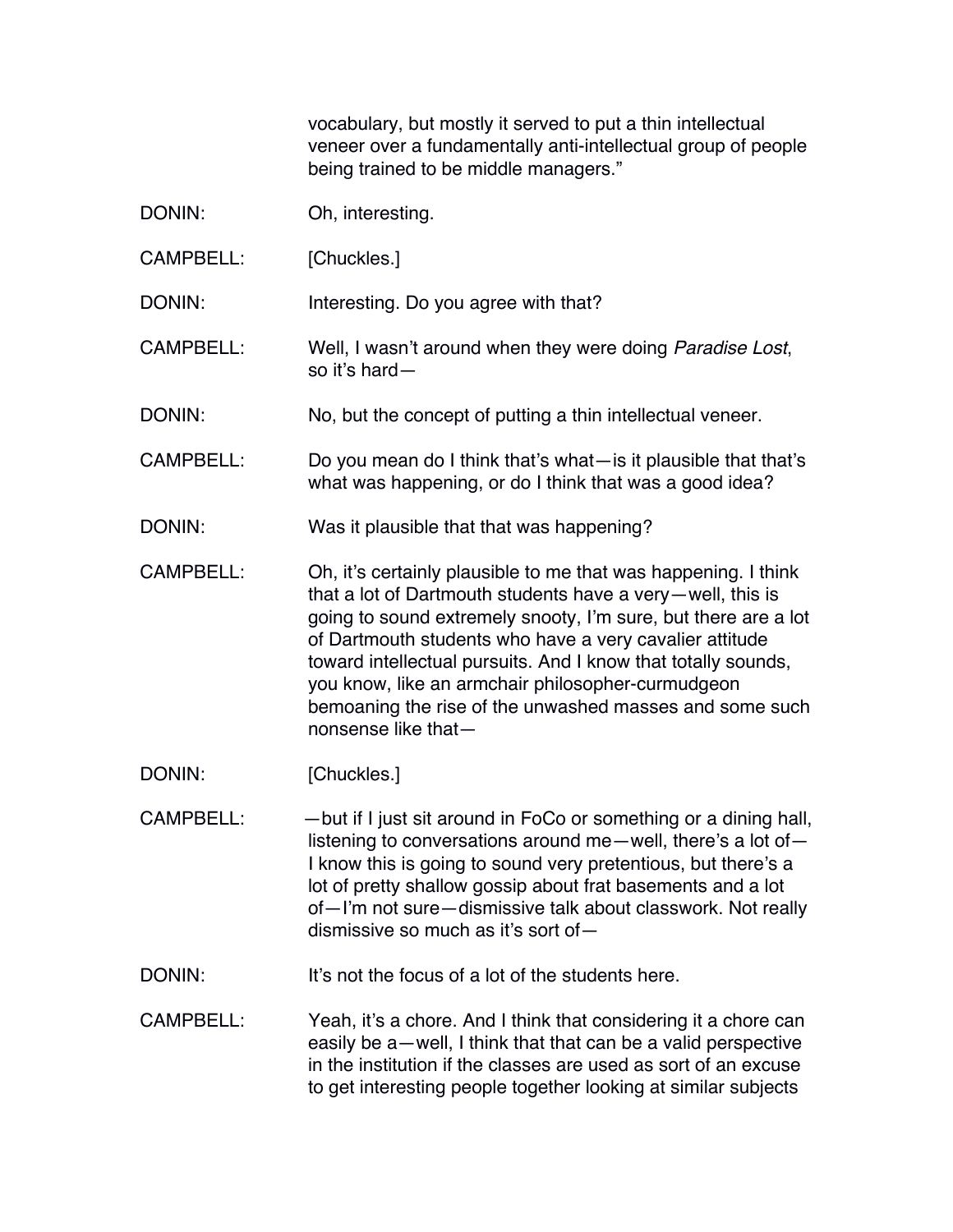vocabulary, but mostly it served to put a thin intellectual veneer over a fundamentally anti-intellectual group of people being trained to be middle managers."

DONIN: Oh, interesting.

CAMPBELL: [Chuckles.]

DONIN: Interesting. Do you agree with that?

CAMPBELL: Well, I wasn't around when they were doing *Paradise Lost*, so it's hard—

DONIN: No, but the concept of putting a thin intellectual veneer.

CAMPBELL: Do you mean do I think that's what—is it plausible that that's what was happening, or do I think that was a good idea?

DONIN: Was it plausible that that was happening?

CAMPBELL: Oh, it's certainly plausible to me that was happening. I think that a lot of Dartmouth students have a very—well, this is going to sound extremely snooty, I'm sure, but there are a lot of Dartmouth students who have a very cavalier attitude toward intellectual pursuits. And I know that totally sounds, you know, like an armchair philosopher-curmudgeon bemoaning the rise of the unwashed masses and some such nonsense like that—

DONIN: [Chuckles.]

CAMPBELL: —but if I just sit around in FoCo or something or a dining hall, listening to conversations around me—well, there's a lot of—I know this is going to sound very pretentious, but there's a lot of pretty shallow gossip about frat basements and a lot of—I'm not sure—dismissive talk about classwork. Not really dismissive so much as it's sort of—

DONIN: It's not the focus of a lot of the students here.

CAMPBELL: Yeah, it's a chore. And I think that considering it a chore can easily be a—well, I think that that can be a valid perspective in the institution if the classes are used as sort of an excuse to get interesting people together looking at similar subjects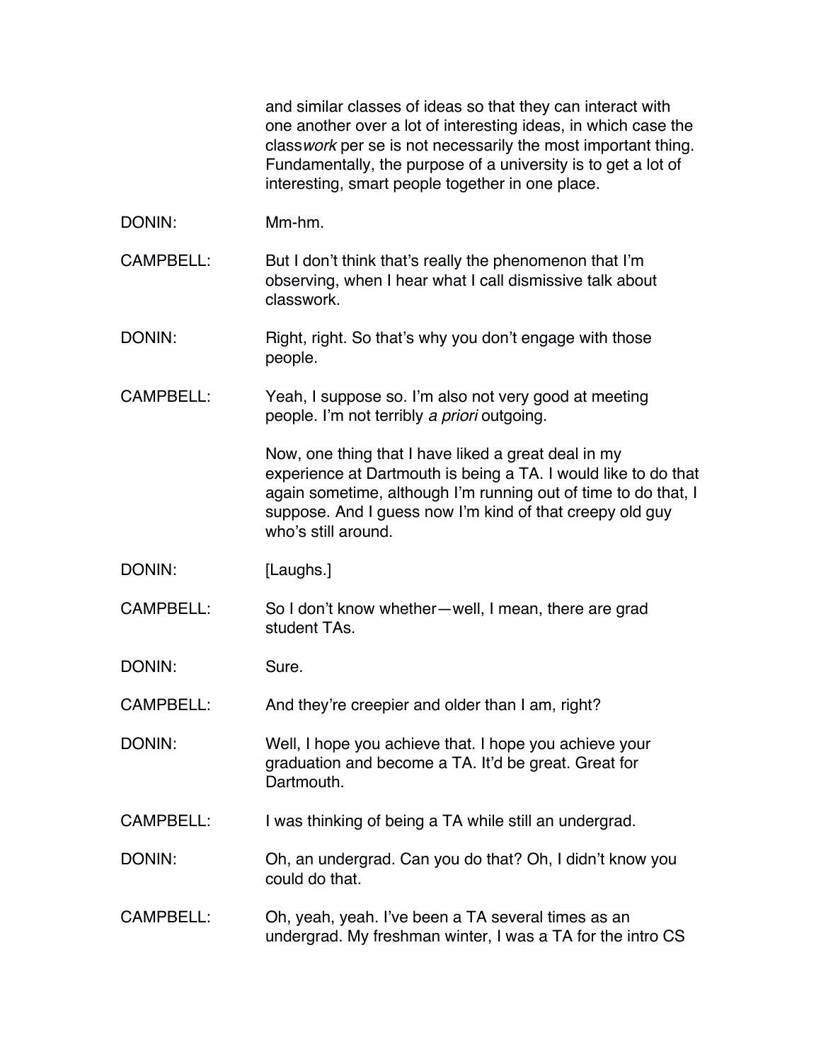and similar classes of ideas so that they can interact with one another over a lot of interesting ideas, in which case the class*work* per se is not necessarily the most important thing. Fundamentally, the purpose of a university is to get a lot of interesting, smart people together in one place.

DONIN: Mm-hm.

CAMPBELL: But I don't think that's really the phenomenon that I'm observing, when I hear what I call dismissive talk about classwork.

DONIN: Right, right. So that's why you don't engage with those people.

CAMPBELL: Yeah, I suppose so. I'm also not very good at meeting people. I'm not terribly *a priori* outgoing.

Now, one thing that I have liked a great deal in my experience at Dartmouth is being a TA. I would like to do that again sometime, although I'm running out of time to do that, I suppose. And I guess now I'm kind of that creepy old guy who's still around.

DONIN: [Laughs.]

CAMPBELL: So I don't know whether—well, I mean, there are grad student TAs.

DONIN: Sure.

CAMPBELL: And they're creepier and older than I am, right?

DONIN: Well, I hope you achieve that. I hope you achieve your graduation and become a TA. It'd be great. Great for Dartmouth.

CAMPBELL: I was thinking of being a TA while still an undergrad.

DONIN: Oh, an undergrad. Can you do that? Oh, I didn't know you could do that.

CAMPBELL: Oh, yeah, yeah. I've been a TA several times as an undergrad. My freshman winter, I was a TA for the intro CS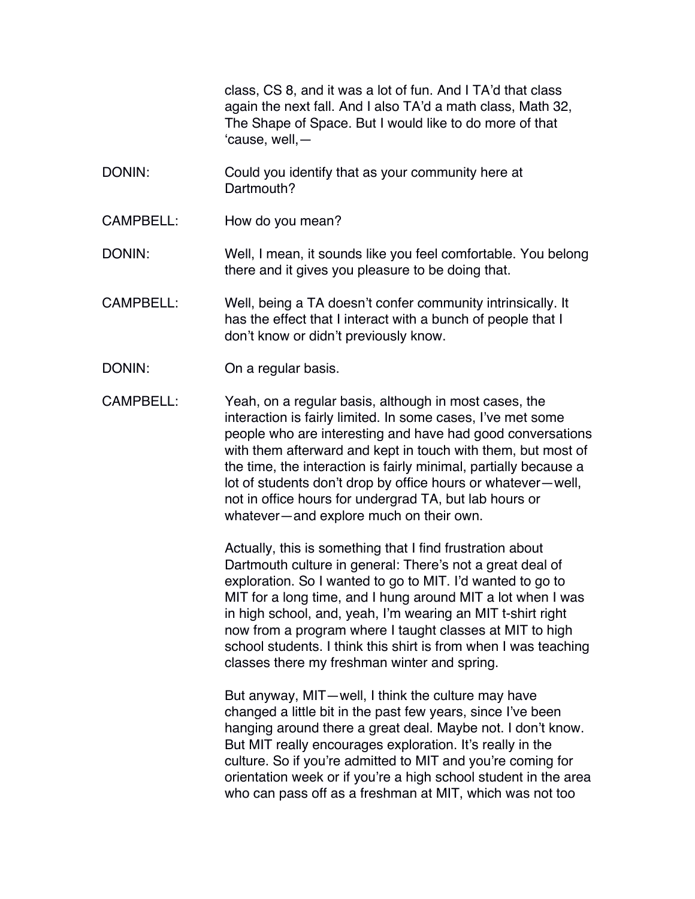class, CS 8, and it was a lot of fun. And I TA'd that class again the next fall. And I also TA'd a math class, Math 32, The Shape of Space. But I would like to do more of that 'cause, well,—

DONIN: Could you identify that as your community here at Dartmouth?

CAMPBELL: How do you mean?

DONIN: Well, I mean, it sounds like you feel comfortable. You belong there and it gives you pleasure to be doing that.

CAMPBELL: Well, being a TA doesn't confer community intrinsically. It has the effect that I interact with a bunch of people that I don't know or didn't previously know.

DONIN: On a regular basis.

CAMPBELL: Yeah, on a regular basis, although in most cases, the interaction is fairly limited. In some cases, I've met some people who are interesting and have had good conversations with them afterward and kept in touch with them, but most of the time, the interaction is fairly minimal, partially because a lot of students don't drop by office hours or whatever—well, not in office hours for undergrad TA, but lab hours or whatever—and explore much on their own.

Actually, this is something that I find frustration about Dartmouth culture in general: There's not a great deal of exploration. So I wanted to go to MIT. I'd wanted to go to MIT for a long time, and I hung around MIT a lot when I was in high school, and, yeah, I'm wearing an MIT t-shirt right now from a program where I taught classes at MIT to high school students. I think this shirt is from when I was teaching classes there my freshman winter and spring.

But anyway, MIT—well, I think the culture may have changed a little bit in the past few years, since I've been hanging around there a great deal. Maybe not. I don't know. But MIT really encourages exploration. It's really in the culture. So if you're admitted to MIT and you're coming for orientation week or if you're a high school student in the area who can pass off as a freshman at MIT, which was not too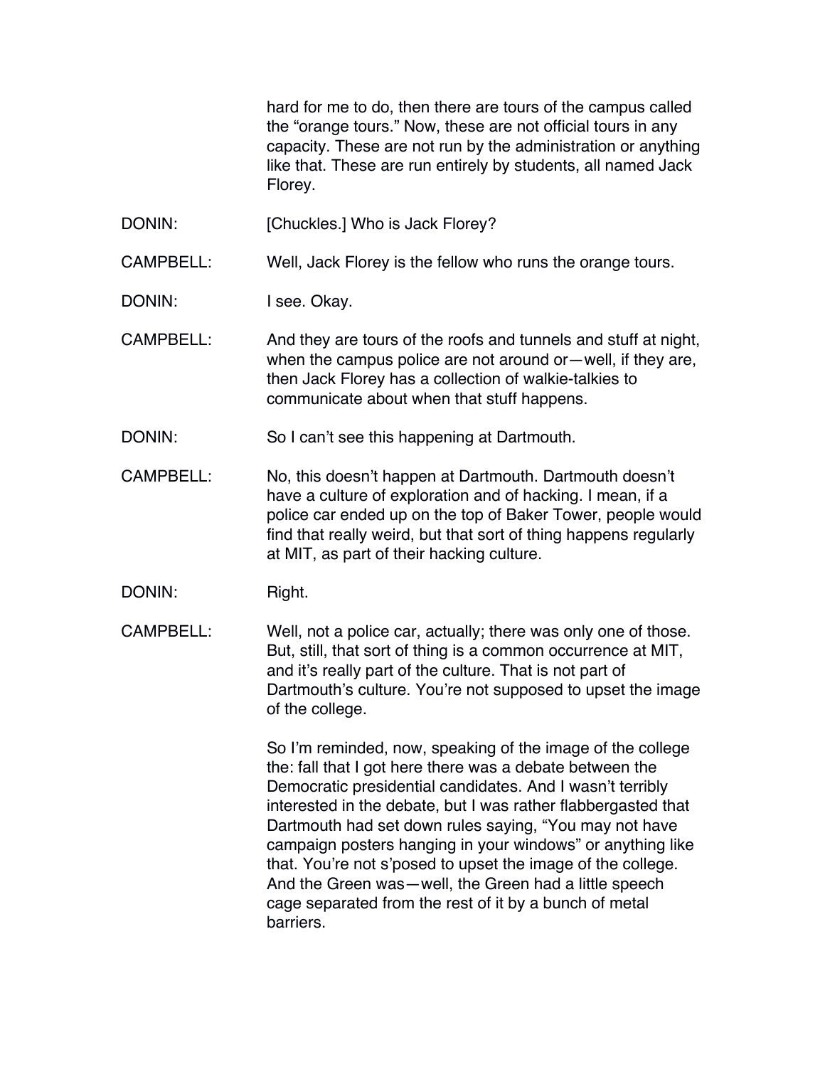hard for me to do, then there are tours of the campus called the "orange tours." Now, these are not official tours in any capacity. These are not run by the administration or anything like that. These are run entirely by students, all named Jack Florey.

DONIN: [Chuckles.] Who is Jack Florey?

CAMPBELL: Well, Jack Florey is the fellow who runs the orange tours.

DONIN: I see. Okay.

CAMPBELL: And they are tours of the roofs and tunnels and stuff at night, when the campus police are not around or—well, if they are, then Jack Florey has a collection of walkie-talkies to communicate about when that stuff happens.

DONIN: So I can't see this happening at Dartmouth.

CAMPBELL: No, this doesn't happen at Dartmouth. Dartmouth doesn't have a culture of exploration and of hacking. I mean, if a police car ended up on the top of Baker Tower, people would find that really weird, but that sort of thing happens regularly at MIT, as part of their hacking culture.

DONIN: Right.

CAMPBELL: Well, not a police car, actually; there was only one of those. But, still, that sort of thing is a common occurrence at MIT, and it's really part of the culture. That is not part of Dartmouth's culture. You're not supposed to upset the image of the college.

So I'm reminded, now, speaking of the image of the college the: fall that I got here there was a debate between the Democratic presidential candidates. And I wasn't terribly interested in the debate, but I was rather flabbergasted that Dartmouth had set down rules saying, "You may not have campaign posters hanging in your windows" or anything like that. You're not s'posed to upset the image of the college. And the Green was—well, the Green had a little speech cage separated from the rest of it by a bunch of metal barriers.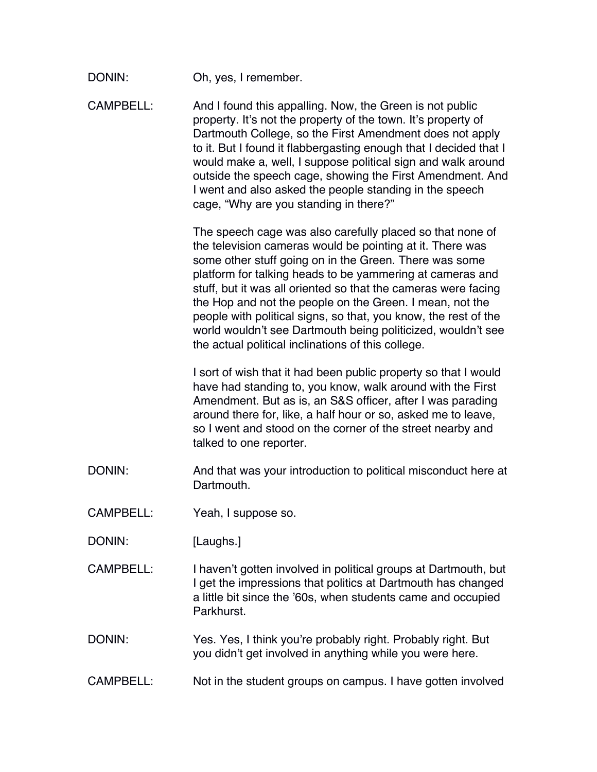DONIN: Oh, yes, I remember.

CAMPBELL: And I found this appalling. Now, the Green is not public property. It's not the property of the town. It's property of Dartmouth College, so the First Amendment does not apply to it. But I found it flabbergasting enough that I decided that I would make a, well, I suppose political sign and walk around outside the speech cage, showing the First Amendment. And I went and also asked the people standing in the speech cage, "Why are you standing in there?"

The speech cage was also carefully placed so that none of the television cameras would be pointing at it. There was some other stuff going on in the Green. There was some platform for talking heads to be yammering at cameras and stuff, but it was all oriented so that the cameras were facing the Hop and not the people on the Green. I mean, not the people with political signs, so that, you know, the rest of the world wouldn't see Dartmouth being politicized, wouldn't see the actual political inclinations of this college.

I sort of wish that it had been public property so that I would have had standing to, you know, walk around with the First Amendment. But as is, an S&S officer, after I was parading around there for, like, a half hour or so, asked me to leave, so I went and stood on the corner of the street nearby and talked to one reporter.

DONIN: And that was your introduction to political misconduct here at Dartmouth.

CAMPBELL: Yeah, I suppose so.

DONIN: [Laughs.]

CAMPBELL: I haven't gotten involved in political groups at Dartmouth, but I get the impressions that politics at Dartmouth has changed a little bit since the '60s, when students came and occupied Parkhurst.

DONIN: Yes. Yes, I think you're probably right. Probably right. But you didn't get involved in anything while you were here.

CAMPBELL: Not in the student groups on campus. I have gotten involved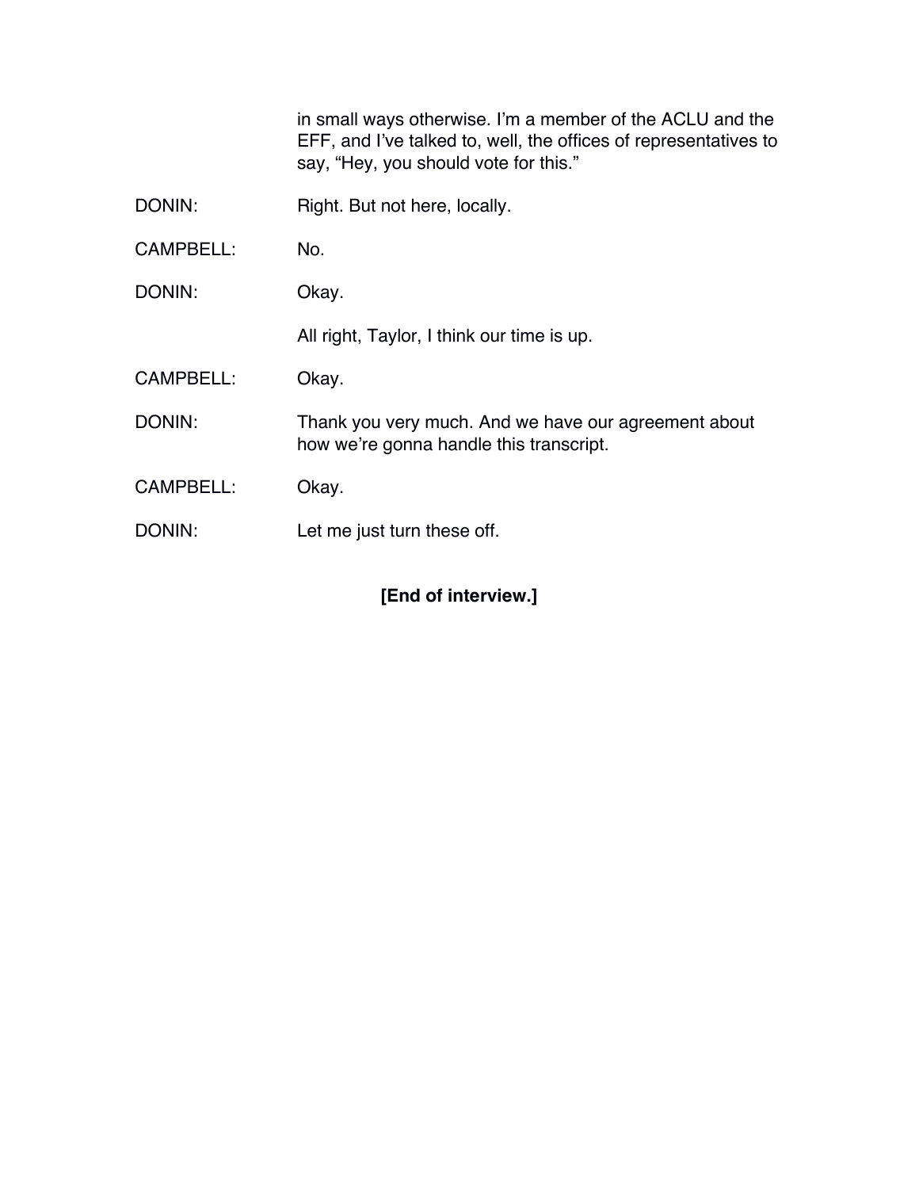in small ways otherwise. I'm a member of the ACLU and the EFF, and I've talked to, well, the offices of representatives to say, "Hey, you should vote for this."

DONIN: Right. But not here, locally.

CAMPBELL: No.

DONIN: Okay.

All right, Taylor, I think our time is up.

CAMPBELL: Okay.

DONIN: Thank you very much. And we have our agreement about how we're gonna handle this transcript.

CAMPBELL: Okay.

DONIN: Let me just turn these off.

**[End of interview.]**